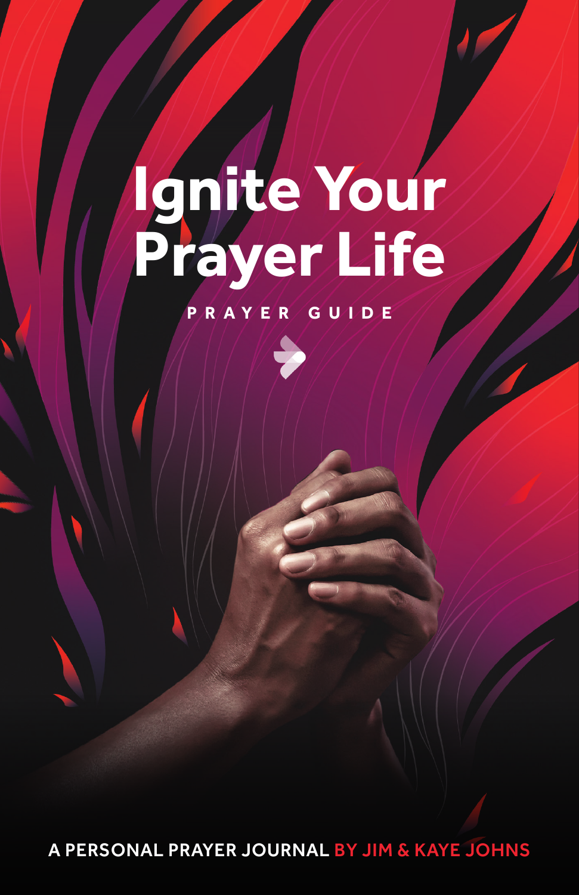# Ignite Your Prayer Life

PRAYER GUIDE

A PERSONAL PRAYER JOURNAL BY JIM & KAYE JOHNS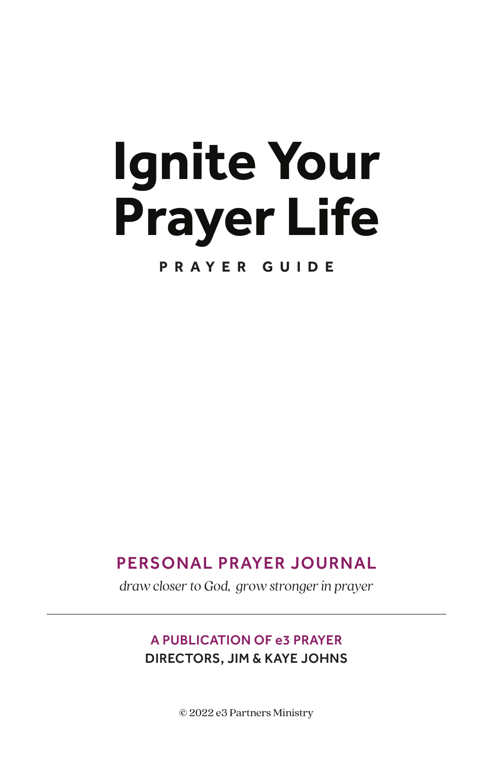# Ignite Your Prayer Life

**PRAYER GUIDE**

## PERSONAL PRAYER JOURNAL

*draw closer to God, grow stronger in prayer*

---

**A PUBLICATION OF e3 PRAYER**
**DIRECTORS, JIM & KAYE JOHNS**

© 2022 e3 Partners Ministry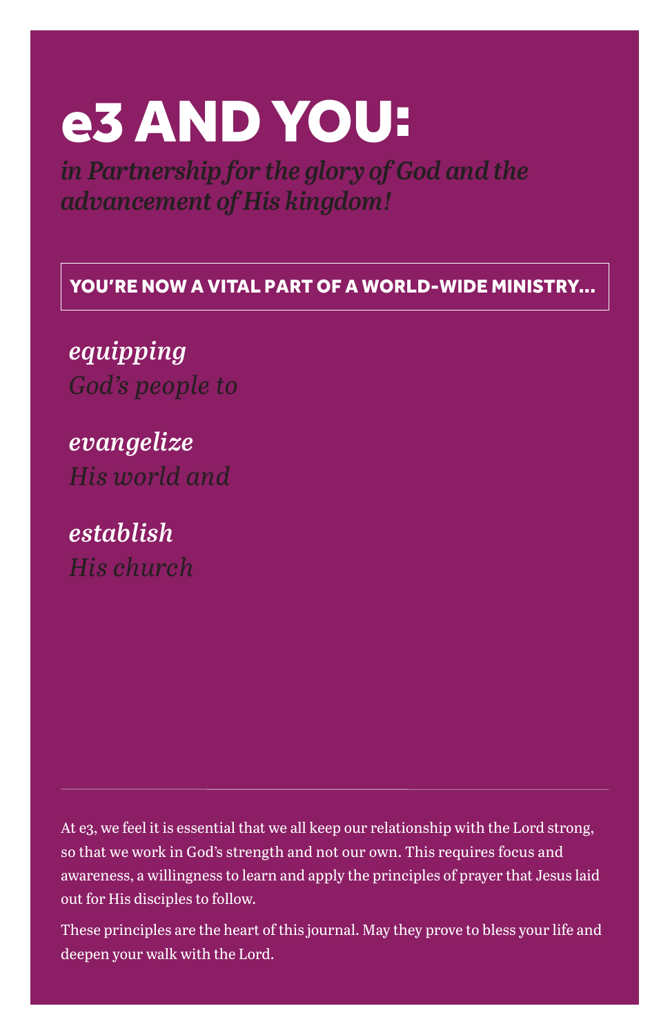# e3 AND YOU:

*in Partnership for the glory of God and the advancement of His kingdom!*

**YOU'RE NOW A VITAL PART OF A WORLD-WIDE MINISTRY...**

***equipping***
*God's people to*

***evangelize***
*His world and*

***establish***
*His church*

---

At e3, we feel it is essential that we all keep our relationship with the Lord strong, so that we work in God's strength and not our own. This requires focus and awareness, a willingness to learn and apply the principles of prayer that Jesus laid out for His disciples to follow.

These principles are the heart of this journal. May they prove to bless your life and deepen your walk with the Lord.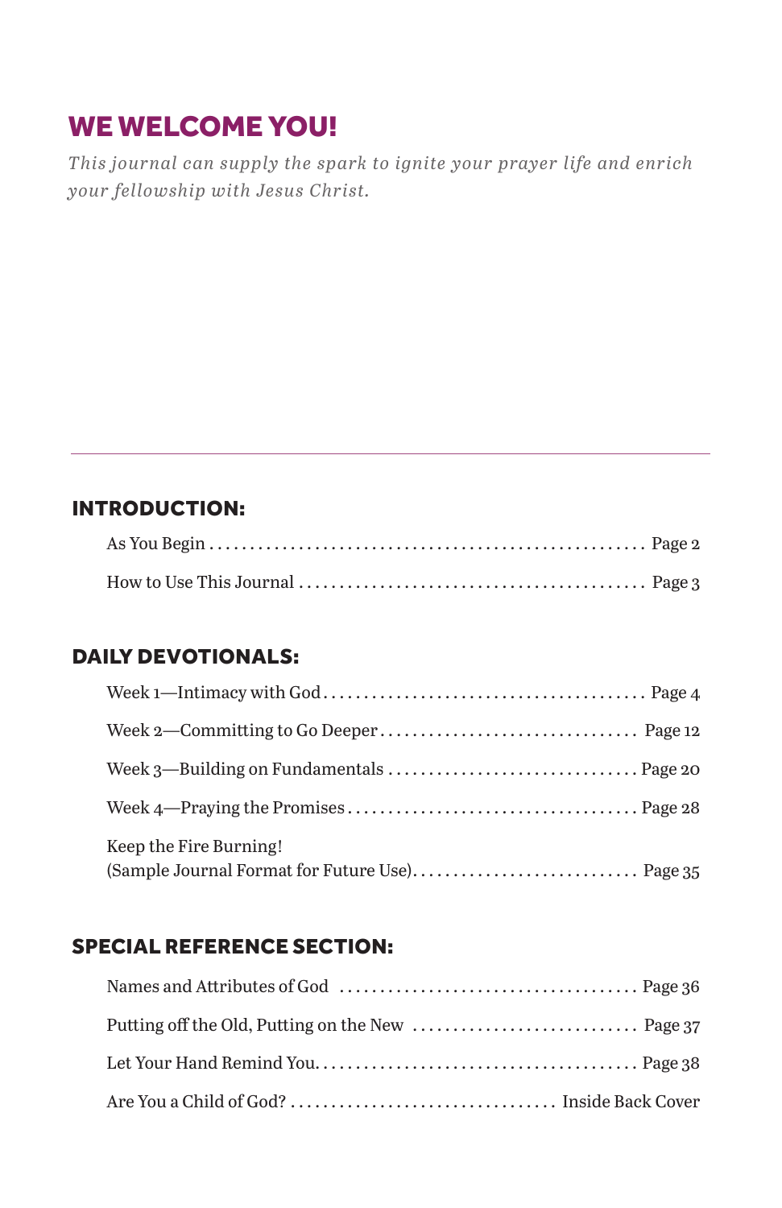# WE WELCOME YOU!

*This journal can supply the spark to ignite your prayer life and enrich your fellowship with Jesus Christ.*

---

## INTRODUCTION:

- As You Begin ........ Page 2
- How to Use This Journal ........ Page 3

## DAILY DEVOTIONALS:

- Week 1—Intimacy with God ........ Page 4
- Week 2—Committing to Go Deeper ........ Page 12
- Week 3—Building on Fundamentals ........ Page 20
- Week 4—Praying the Promises ........ Page 28
- Keep the Fire Burning!
  (Sample Journal Format for Future Use) ........ Page 35

## SPECIAL REFERENCE SECTION:

- Names and Attributes of God ........ Page 36
- Putting off the Old, Putting on the New ........ Page 37
- Let Your Hand Remind You ........ Page 38
- Are You a Child of God? ........ Inside Back Cover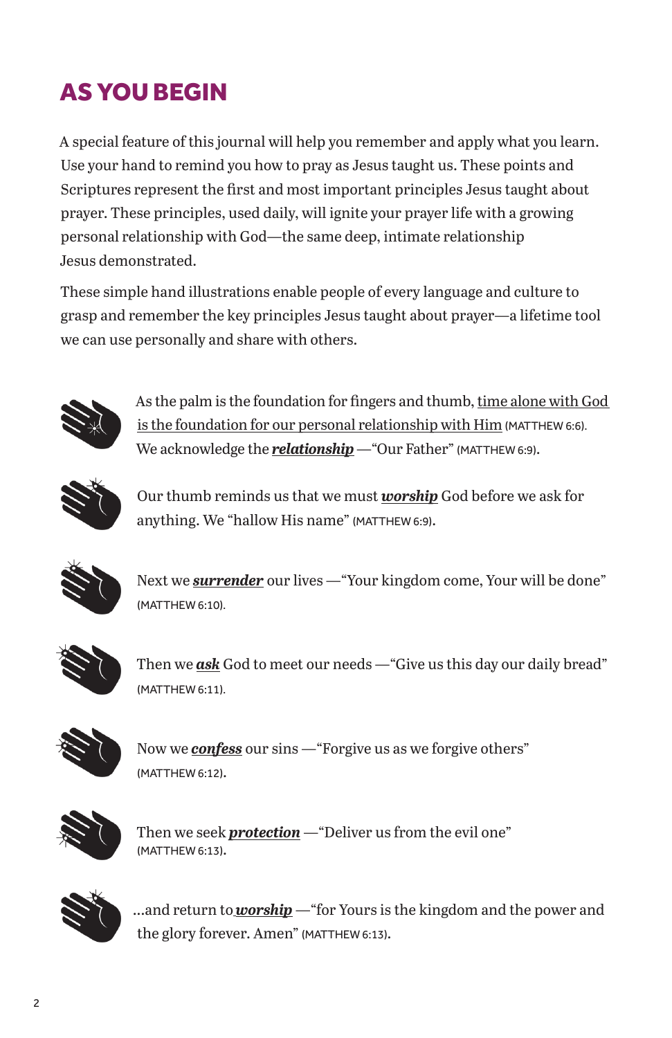# AS YOU BEGIN

A special feature of this journal will help you remember and apply what you learn. Use your hand to remind you how to pray as Jesus taught us. These points and Scriptures represent the first and most important principles Jesus taught about prayer. These principles, used daily, will ignite your prayer life with a growing personal relationship with God—the same deep, intimate relationship Jesus demonstrated.

These simple hand illustrations enable people of every language and culture to grasp and remember the key principles Jesus taught about prayer—a lifetime tool we can use personally and share with others.

As the palm is the foundation for fingers and thumb, time alone with God is the foundation for our personal relationship with Him (MATTHEW 6:6). We acknowledge the ***relationship*** —"Our Father" (MATTHEW 6:9).

Our thumb reminds us that we must ***worship*** God before we ask for anything. We "hallow His name" (MATTHEW 6:9).

Next we ***surrender*** our lives —"Your kingdom come, Your will be done" (MATTHEW 6:10).

Then we ***ask*** God to meet our needs —"Give us this day our daily bread" (MATTHEW 6:11).

Now we ***confess*** our sins —"Forgive us as we forgive others" (MATTHEW 6:12).

Then we seek ***protection*** —"Deliver us from the evil one" (MATTHEW 6:13).

...and return to ***worship*** —"for Yours is the kingdom and the power and the glory forever. Amen" (MATTHEW 6:13).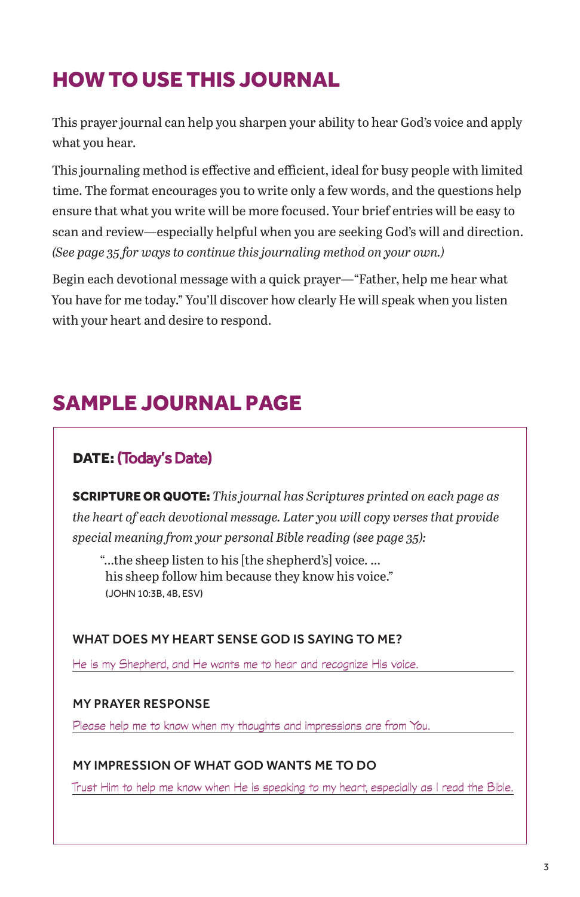## HOW TO USE THIS JOURNAL

This prayer journal can help you sharpen your ability to hear God's voice and apply what you hear.

This journaling method is effective and efficient, ideal for busy people with limited time. The format encourages you to write only a few words, and the questions help ensure that what you write will be more focused. Your brief entries will be easy to scan and review—especially helpful when you are seeking God's will and direction. *(See page 35 for ways to continue this journaling method on your own.)*

Begin each devotional message with a quick prayer—"Father, help me hear what You have for me today." You'll discover how clearly He will speak when you listen with your heart and desire to respond.

## SAMPLE JOURNAL PAGE

**DATE:** (Today's Date)

**SCRIPTURE OR QUOTE:** *This journal has Scriptures printed on each page as the heart of each devotional message. Later you will copy verses that provide special meaning from your personal Bible reading (see page 35):*

> "...the sheep listen to his [the shepherd's] voice. ...
> his sheep follow him because they know his voice."
> (JOHN 10:3B, 4B, ESV)

**WHAT DOES MY HEART SENSE GOD IS SAYING TO ME?**

He is my Shepherd, and He wants me to hear and recognize His voice.

**MY PRAYER RESPONSE**

Please help me to know when my thoughts and impressions are from You.

**MY IMPRESSION OF WHAT GOD WANTS ME TO DO**

Trust Him to help me know when He is speaking to my heart, especially as I read the Bible.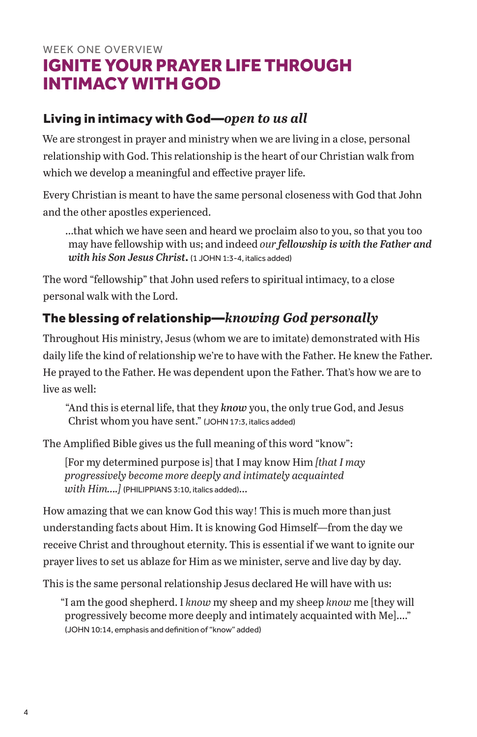WEEK ONE OVERVIEW

# IGNITE YOUR PRAYER LIFE THROUGH INTIMACY WITH GOD

## Living in intimacy with God—*open to us all*

We are strongest in prayer and ministry when we are living in a close, personal relationship with God. This relationship is the heart of our Christian walk from which we develop a meaningful and effective prayer life.

Every Christian is meant to have the same personal closeness with God that John and the other apostles experienced.

> ...that which we have seen and heard we proclaim also to you, so that you too may have fellowship with us; and indeed ***our fellowship is with the Father and with his Son Jesus Christ.*** (1 JOHN 1:3-4, italics added)

The word "fellowship" that John used refers to spiritual intimacy, to a close personal walk with the Lord.

## The blessing of relationship—*knowing God personally*

Throughout His ministry, Jesus (whom we are to imitate) demonstrated with His daily life the kind of relationship we're to have with the Father. He knew the Father. He prayed to the Father. He was dependent upon the Father. That's how we are to live as well:

> "And this is eternal life, that they ***know*** you, the only true God, and Jesus Christ whom you have sent." (JOHN 17:3, italics added)

The Amplified Bible gives us the full meaning of this word "know":

> [For my determined purpose is] that I may know Him *[that I may progressively become more deeply and intimately acquainted with Him....]* (PHILIPPIANS 3:10, italics added)...

How amazing that we can know God this way! This is much more than just understanding facts about Him. It is knowing God Himself—from the day we receive Christ and throughout eternity. This is essential if we want to ignite our prayer lives to set us ablaze for Him as we minister, serve and live day by day.

This is the same personal relationship Jesus declared He will have with us:

> "I am the good shepherd. I *know* my sheep and my sheep *know* me [they will progressively become more deeply and intimately acquainted with Me]...." (JOHN 10:14, emphasis and definition of "know" added)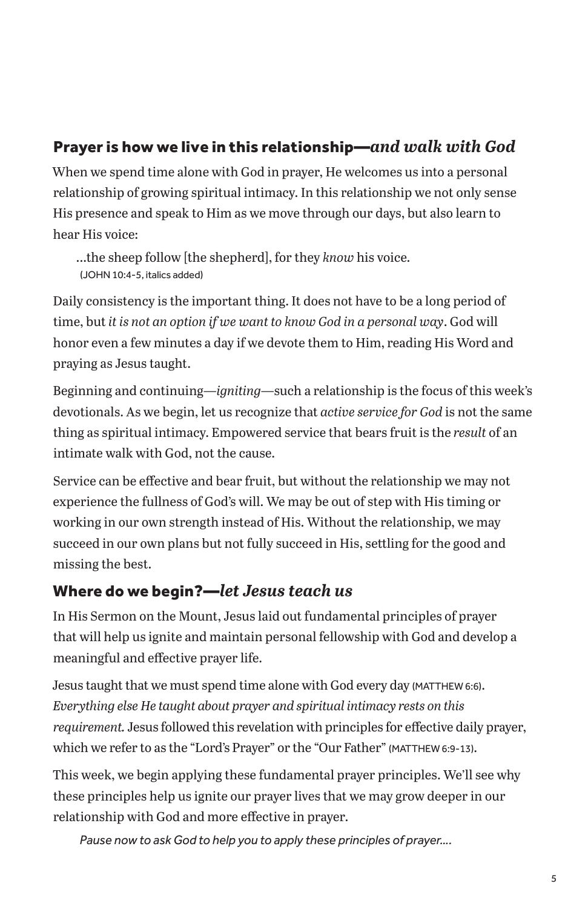## **Prayer is how we live in this relationship—*and walk with God***

When we spend time alone with God in prayer, He welcomes us into a personal relationship of growing spiritual intimacy. In this relationship we not only sense His presence and speak to Him as we move through our days, but also learn to hear His voice:

> …the sheep follow [the shepherd], for they *know* his voice.
> (JOHN 10:4-5, italics added)

Daily consistency is the important thing. It does not have to be a long period of time, but *it is not an option if we want to know God in a personal way*. God will honor even a few minutes a day if we devote them to Him, reading His Word and praying as Jesus taught.

Beginning and continuing—*igniting*—such a relationship is the focus of this week's devotionals. As we begin, let us recognize that *active service for God* is not the same thing as spiritual intimacy. Empowered service that bears fruit is the *result* of an intimate walk with God, not the cause.

Service can be effective and bear fruit, but without the relationship we may not experience the fullness of God's will. We may be out of step with His timing or working in our own strength instead of His. Without the relationship, we may succeed in our own plans but not fully succeed in His, settling for the good and missing the best.

## **Where do we begin?—*let Jesus teach us***

In His Sermon on the Mount, Jesus laid out fundamental principles of prayer that will help us ignite and maintain personal fellowship with God and develop a meaningful and effective prayer life.

Jesus taught that we must spend time alone with God every day (MATTHEW 6:6). *Everything else He taught about prayer and spiritual intimacy rests on this requirement.* Jesus followed this revelation with principles for effective daily prayer, which we refer to as the "Lord's Prayer" or the "Our Father" (MATTHEW 6:9-13).

This week, we begin applying these fundamental prayer principles. We'll see why these principles help us ignite our prayer lives that we may grow deeper in our relationship with God and more effective in prayer.

*Pause now to ask God to help you to apply these principles of prayer….*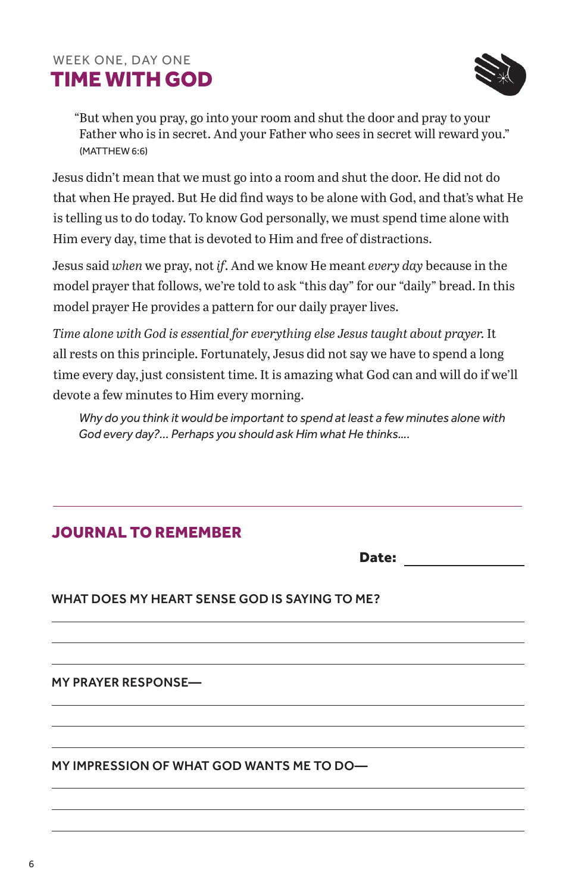WEEK ONE, DAY ONE

# TIME WITH GOD

> "But when you pray, go into your room and shut the door and pray to your Father who is in secret. And your Father who sees in secret will reward you."
> (MATTHEW 6:6)

Jesus didn't mean that we must go into a room and shut the door. He did not do that when He prayed. But He did find ways to be alone with God, and that's what He is telling us to do today. To know God personally, we must spend time alone with Him every day, time that is devoted to Him and free of distractions.

Jesus said *when* we pray, not *if*. And we know He meant *every day* because in the model prayer that follows, we're told to ask "this day" for our "daily" bread. In this model prayer He provides a pattern for our daily prayer lives.

*Time alone with God is essential for everything else Jesus taught about prayer.* It all rests on this principle. Fortunately, Jesus did not say we have to spend a long time every day, just consistent time. It is amazing what God can and will do if we'll devote a few minutes to Him every morning.

> *Why do you think it would be important to spend at least a few minutes alone with God every day?... Perhaps you should ask Him what He thinks....*

---

## JOURNAL TO REMEMBER

**Date:** ________________

**WHAT DOES MY HEART SENSE GOD IS SAYING TO ME?**

______________________________________________

______________________________________________

______________________________________________

**MY PRAYER RESPONSE—**

______________________________________________

______________________________________________

______________________________________________

**MY IMPRESSION OF WHAT GOD WANTS ME TO DO—**

______________________________________________

______________________________________________

______________________________________________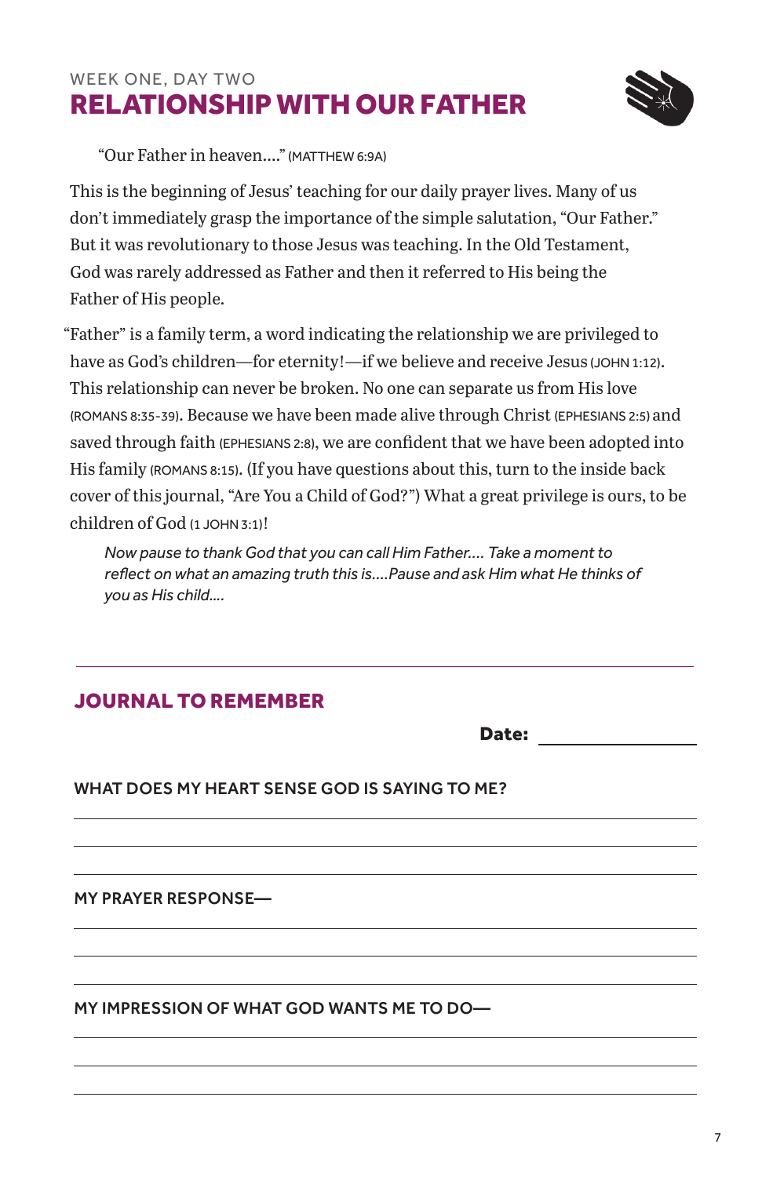WEEK ONE, DAY TWO

# RELATIONSHIP WITH OUR FATHER

"Our Father in heaven...." (MATTHEW 6:9A)

This is the beginning of Jesus' teaching for our daily prayer lives. Many of us don't immediately grasp the importance of the simple salutation, "Our Father." But it was revolutionary to those Jesus was teaching. In the Old Testament, God was rarely addressed as Father and then it referred to His being the Father of His people.

"Father" is a family term, a word indicating the relationship we are privileged to have as God's children—for eternity!—if we believe and receive Jesus (JOHN 1:12). This relationship can never be broken. No one can separate us from His love (ROMANS 8:35-39). Because we have been made alive through Christ (EPHESIANS 2:5) and saved through faith (EPHESIANS 2:8), we are confident that we have been adopted into His family (ROMANS 8:15). (If you have questions about this, turn to the inside back cover of this journal, "Are You a Child of God?") What a great privilege is ours, to be children of God (1 JOHN 3:1)!

*Now pause to thank God that you can call Him Father.... Take a moment to reflect on what an amazing truth this is....Pause and ask Him what He thinks of you as His child....*

---

## JOURNAL TO REMEMBER

**Date:** ________________

**WHAT DOES MY HEART SENSE GOD IS SAYING TO ME?**

________________________________________

________________________________________

________________________________________

**MY PRAYER RESPONSE—**

________________________________________

________________________________________

________________________________________

**MY IMPRESSION OF WHAT GOD WANTS ME TO DO—**

________________________________________

________________________________________

________________________________________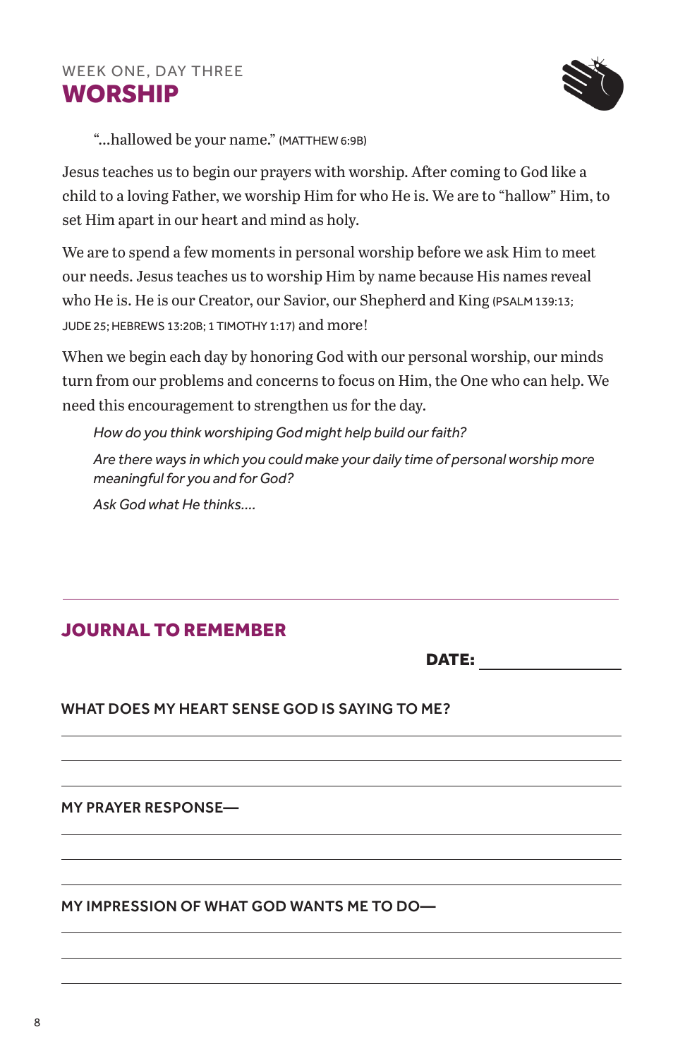WEEK ONE, DAY THREE

## WORSHIP

"...hallowed be your name." (MATTHEW 6:9B)

Jesus teaches us to begin our prayers with worship. After coming to God like a child to a loving Father, we worship Him for who He is. We are to "hallow" Him, to set Him apart in our heart and mind as holy.

We are to spend a few moments in personal worship before we ask Him to meet our needs. Jesus teaches us to worship Him by name because His names reveal who He is. He is our Creator, our Savior, our Shepherd and King (PSALM 139:13; JUDE 25; HEBREWS 13:20B; 1 TIMOTHY 1:17) and more!

When we begin each day by honoring God with our personal worship, our minds turn from our problems and concerns to focus on Him, the One who can help. We need this encouragement to strengthen us for the day.

*How do you think worshiping God might help build our faith?*

*Are there ways in which you could make your daily time of personal worship more meaningful for you and for God?*

*Ask God what He thinks....*

---

## JOURNAL TO REMEMBER

**DATE:** ________________

**WHAT DOES MY HEART SENSE GOD IS SAYING TO ME?**

---

---

---

**MY PRAYER RESPONSE—**

---

---

---

**MY IMPRESSION OF WHAT GOD WANTS ME TO DO—**

---

---

---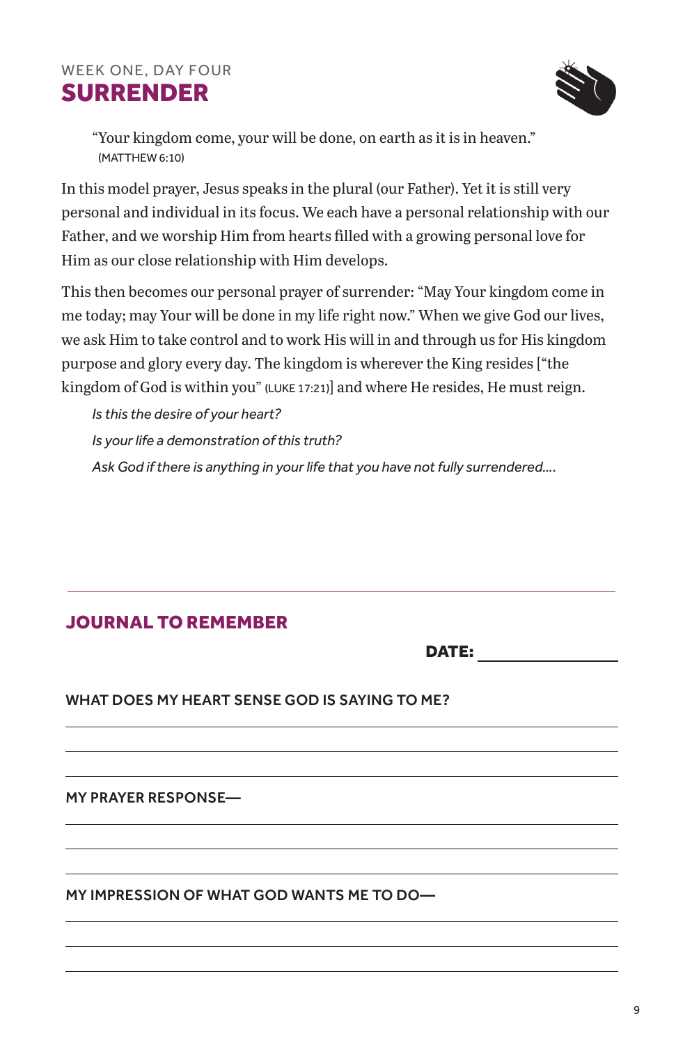WEEK ONE, DAY FOUR

# SURRENDER

> "Your kingdom come, your will be done, on earth as it is in heaven."
> (MATTHEW 6:10)

In this model prayer, Jesus speaks in the plural (our Father). Yet it is still very personal and individual in its focus. We each have a personal relationship with our Father, and we worship Him from hearts filled with a growing personal love for Him as our close relationship with Him develops.

This then becomes our personal prayer of surrender: "May Your kingdom come in me today; may Your will be done in my life right now." When we give God our lives, we ask Him to take control and to work His will in and through us for His kingdom purpose and glory every day. The kingdom is wherever the King resides ["the kingdom of God is within you" (LUKE 17:21)] and where He resides, He must reign.

*Is this the desire of your heart?*

*Is your life a demonstration of this truth?*

*Ask God if there is anything in your life that you have not fully surrendered....*

---

## JOURNAL TO REMEMBER

**DATE:** ________________

**WHAT DOES MY HEART SENSE GOD IS SAYING TO ME?**

______________________________________________

______________________________________________

______________________________________________

**MY PRAYER RESPONSE—**

______________________________________________

______________________________________________

______________________________________________

**MY IMPRESSION OF WHAT GOD WANTS ME TO DO—**

______________________________________________

______________________________________________

______________________________________________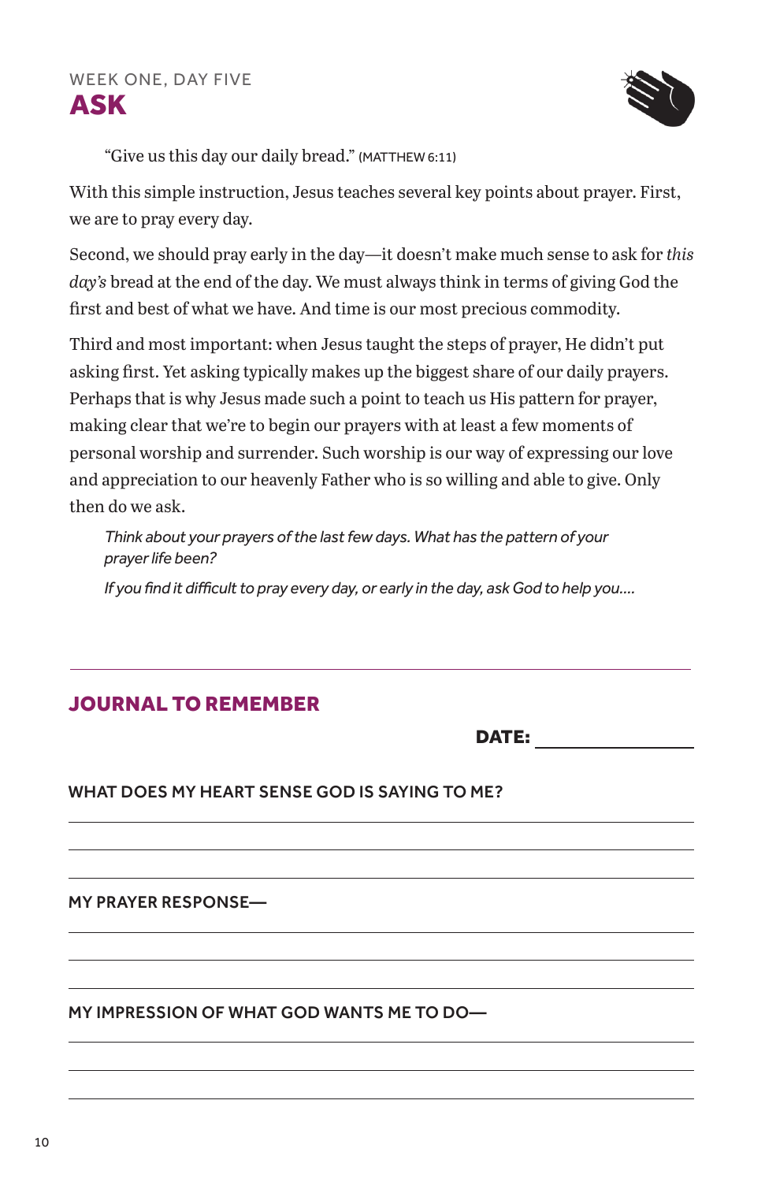WEEK ONE, DAY FIVE

# ASK

> "Give us this day our daily bread." (MATTHEW 6:11)

With this simple instruction, Jesus teaches several key points about prayer. First, we are to pray every day.

Second, we should pray early in the day—it doesn't make much sense to ask for *this day's* bread at the end of the day. We must always think in terms of giving God the first and best of what we have. And time is our most precious commodity.

Third and most important: when Jesus taught the steps of prayer, He didn't put asking first. Yet asking typically makes up the biggest share of our daily prayers. Perhaps that is why Jesus made such a point to teach us His pattern for prayer, making clear that we're to begin our prayers with at least a few moments of personal worship and surrender. Such worship is our way of expressing our love and appreciation to our heavenly Father who is so willing and able to give. Only then do we ask.

*Think about your prayers of the last few days. What has the pattern of your prayer life been?*

*If you find it difficult to pray every day, or early in the day, ask God to help you....*

---

## JOURNAL TO REMEMBER

**DATE:** ________________

**WHAT DOES MY HEART SENSE GOD IS SAYING TO ME?**

______________________________________________

______________________________________________

______________________________________________

**MY PRAYER RESPONSE—**

______________________________________________

______________________________________________

______________________________________________

**MY IMPRESSION OF WHAT GOD WANTS ME TO DO—**

______________________________________________

______________________________________________

______________________________________________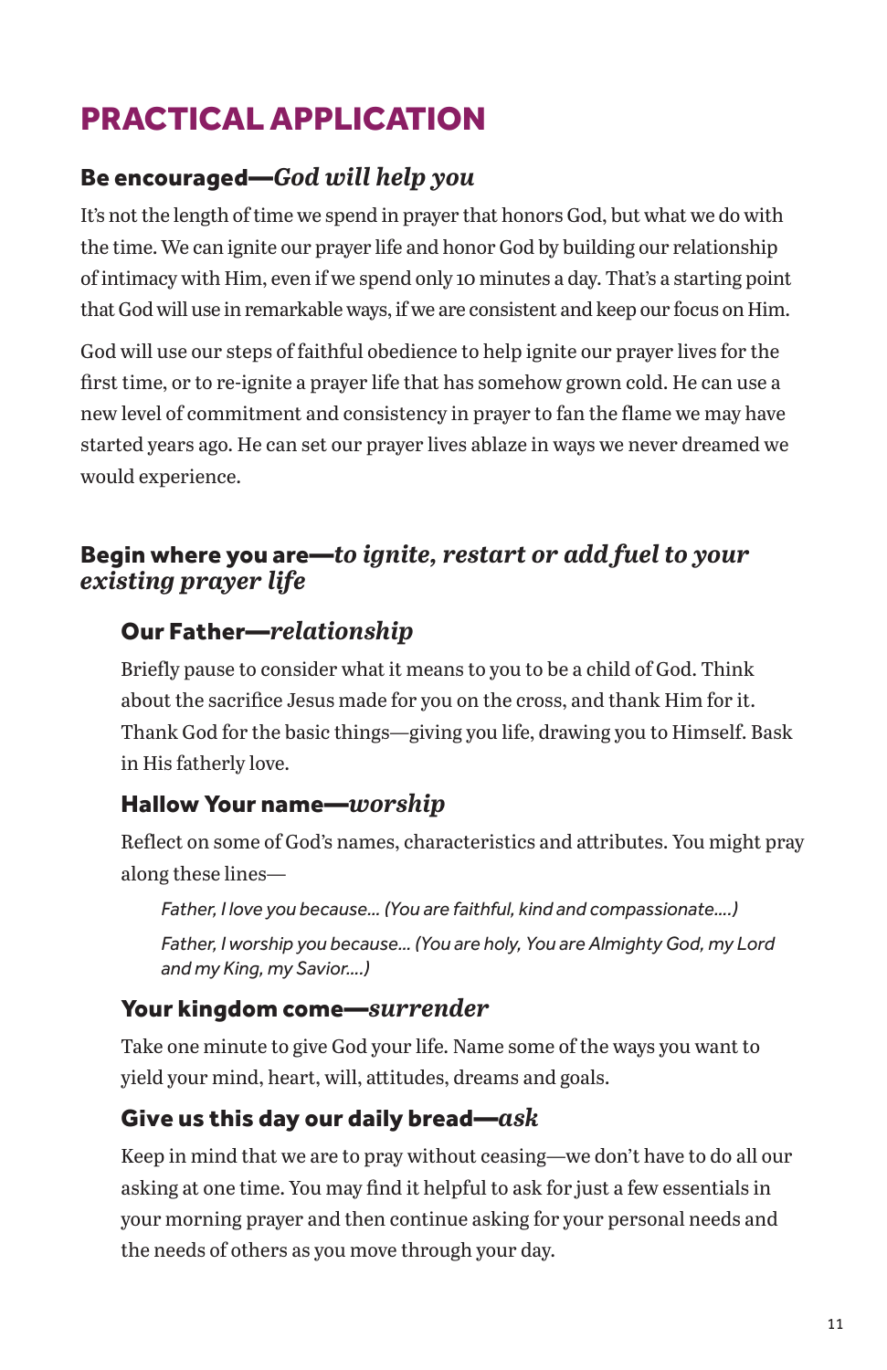# PRACTICAL APPLICATION

## Be encouraged—*God will help you*

It's not the length of time we spend in prayer that honors God, but what we do with the time. We can ignite our prayer life and honor God by building our relationship of intimacy with Him, even if we spend only 10 minutes a day. That's a starting point that God will use in remarkable ways, if we are consistent and keep our focus on Him.

God will use our steps of faithful obedience to help ignite our prayer lives for the first time, or to re-ignite a prayer life that has somehow grown cold. He can use a new level of commitment and consistency in prayer to fan the flame we may have started years ago. He can set our prayer lives ablaze in ways we never dreamed we would experience.

## Begin where you are—*to ignite, restart or add fuel to your existing prayer life*

### Our Father—*relationship*

Briefly pause to consider what it means to you to be a child of God. Think about the sacrifice Jesus made for you on the cross, and thank Him for it. Thank God for the basic things—giving you life, drawing you to Himself. Bask in His fatherly love.

### Hallow Your name—*worship*

Reflect on some of God's names, characteristics and attributes. You might pray along these lines—

> *Father, I love you because... (You are faithful, kind and compassionate....)*
>
> *Father, I worship you because... (You are holy, You are Almighty God, my Lord and my King, my Savior....)*

### Your kingdom come—*surrender*

Take one minute to give God your life. Name some of the ways you want to yield your mind, heart, will, attitudes, dreams and goals.

### Give us this day our daily bread—*ask*

Keep in mind that we are to pray without ceasing—we don't have to do all our asking at one time. You may find it helpful to ask for just a few essentials in your morning prayer and then continue asking for your personal needs and the needs of others as you move through your day.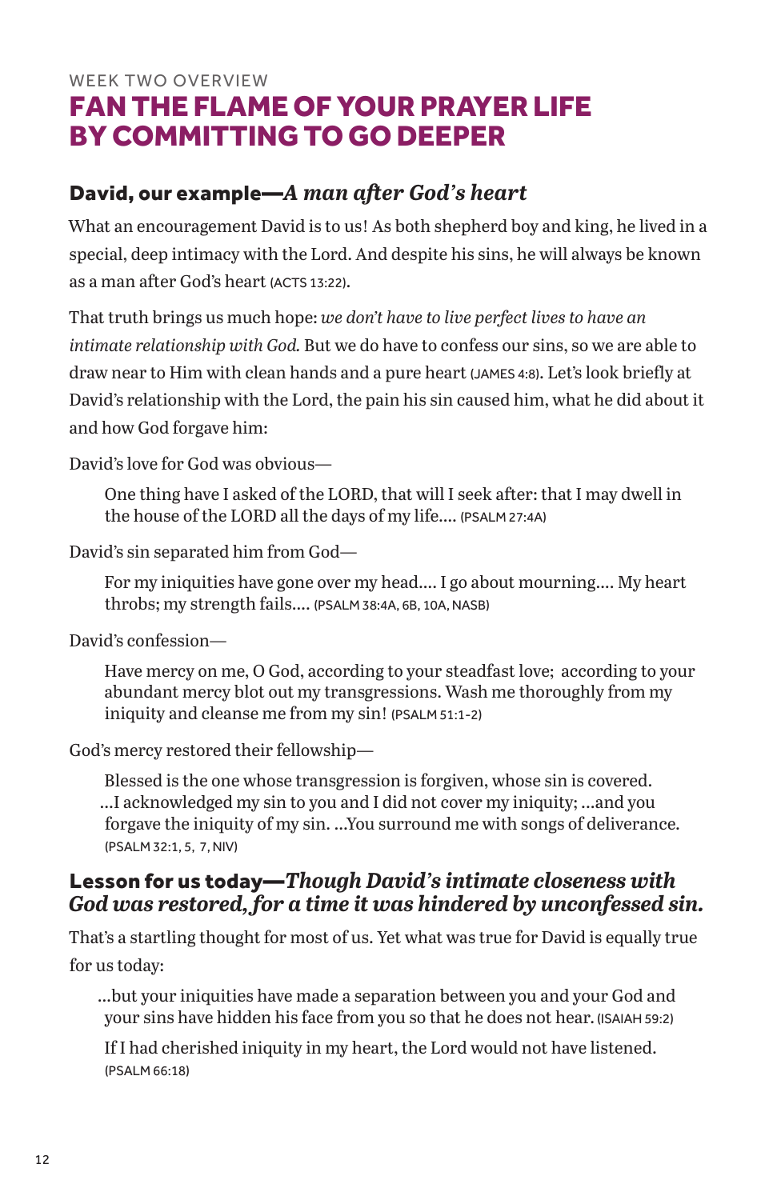WEEK TWO OVERVIEW

# FAN THE FLAME OF YOUR PRAYER LIFE BY COMMITTING TO GO DEEPER

## David, our example—*A man after God's heart*

What an encouragement David is to us! As both shepherd boy and king, he lived in a special, deep intimacy with the Lord. And despite his sins, he will always be known as a man after God's heart (ACTS 13:22).

That truth brings us much hope: *we don't have to live perfect lives to have an intimate relationship with God.* But we do have to confess our sins, so we are able to draw near to Him with clean hands and a pure heart (JAMES 4:8). Let's look briefly at David's relationship with the Lord, the pain his sin caused him, what he did about it and how God forgave him:

David's love for God was obvious—

> One thing have I asked of the LORD, that will I seek after: that I may dwell in the house of the LORD all the days of my life.... (PSALM 27:4A)

David's sin separated him from God—

> For my iniquities have gone over my head.... I go about mourning.... My heart throbs; my strength fails.... (PSALM 38:4A, 6B, 10A, NASB)

David's confession—

> Have mercy on me, O God, according to your steadfast love; according to your abundant mercy blot out my transgressions. Wash me thoroughly from my iniquity and cleanse me from my sin! (PSALM 51:1-2)

God's mercy restored their fellowship—

> Blessed is the one whose transgression is forgiven, whose sin is covered. ...I acknowledged my sin to you and I did not cover my iniquity; ...and you forgave the iniquity of my sin. ...You surround me with songs of deliverance. (PSALM 32:1, 5, 7, NIV)

## Lesson for us today—*Though David's intimate closeness with God was restored, for a time it was hindered by unconfessed sin.*

That's a startling thought for most of us. Yet what was true for David is equally true for us today:

> ...but your iniquities have made a separation between you and your God and your sins have hidden his face from you so that he does not hear. (ISAIAH 59:2)
>
> If I had cherished iniquity in my heart, the Lord would not have listened. (PSALM 66:18)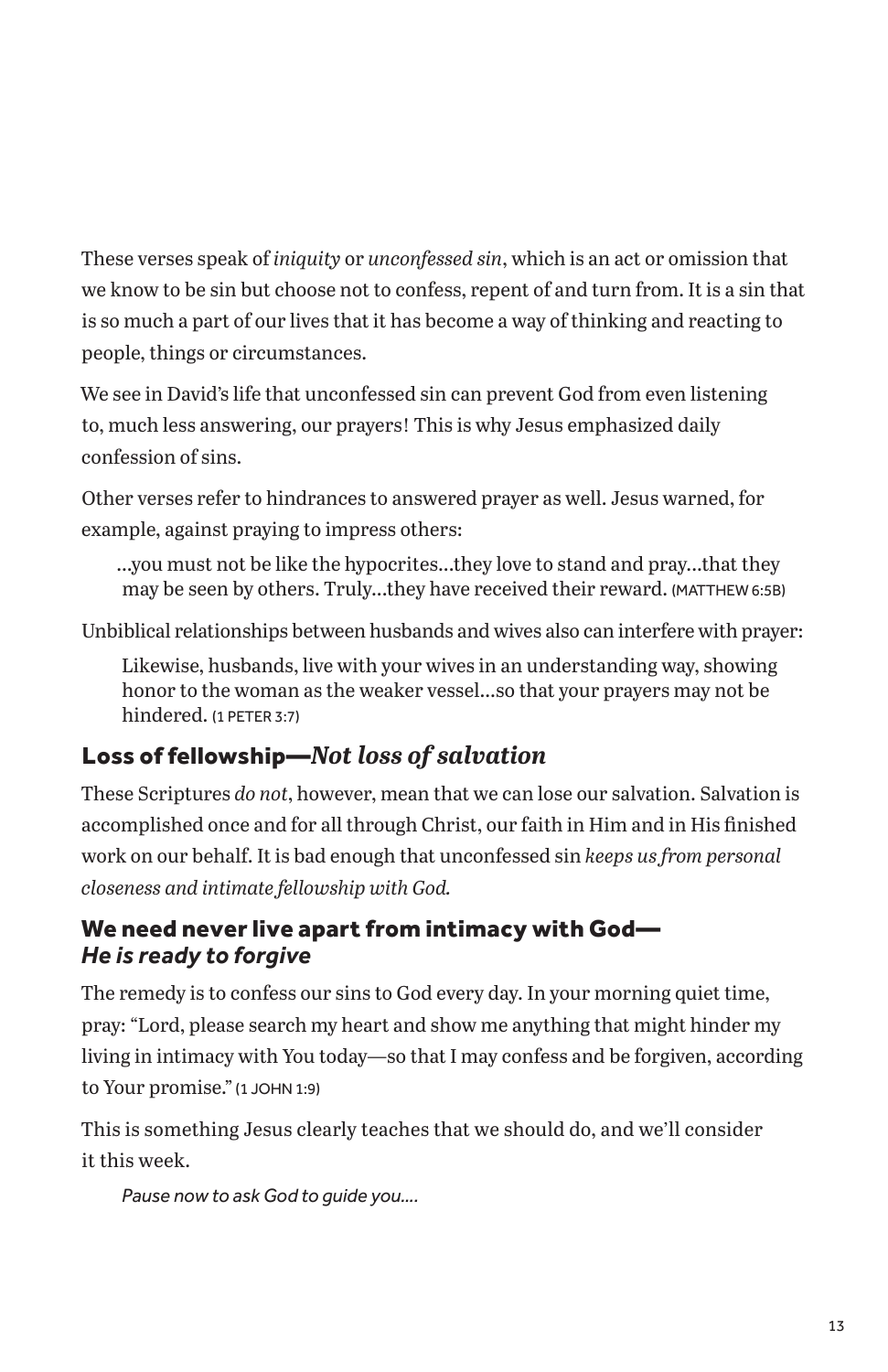These verses speak of *iniquity* or *unconfessed sin*, which is an act or omission that we know to be sin but choose not to confess, repent of and turn from. It is a sin that is so much a part of our lives that it has become a way of thinking and reacting to people, things or circumstances.

We see in David's life that unconfessed sin can prevent God from even listening to, much less answering, our prayers! This is why Jesus emphasized daily confession of sins.

Other verses refer to hindrances to answered prayer as well. Jesus warned, for example, against praying to impress others:

> …you must not be like the hypocrites…they love to stand and pray…that they may be seen by others. Truly…they have received their reward. (MATTHEW 6:5B)

Unbiblical relationships between husbands and wives also can interfere with prayer:

> Likewise, husbands, live with your wives in an understanding way, showing honor to the woman as the weaker vessel…so that your prayers may not be hindered. (1 PETER 3:7)

## Loss of fellowship—*Not loss of salvation*

These Scriptures *do not*, however, mean that we can lose our salvation. Salvation is accomplished once and for all through Christ, our faith in Him and in His finished work on our behalf. It is bad enough that unconfessed sin *keeps us from personal closeness and intimate fellowship with God.*

## We need never live apart from intimacy with God—*He is ready to forgive*

The remedy is to confess our sins to God every day. In your morning quiet time, pray: "Lord, please search my heart and show me anything that might hinder my living in intimacy with You today—so that I may confess and be forgiven, according to Your promise." (1 JOHN 1:9)

This is something Jesus clearly teaches that we should do, and we'll consider it this week.

*Pause now to ask God to guide you….*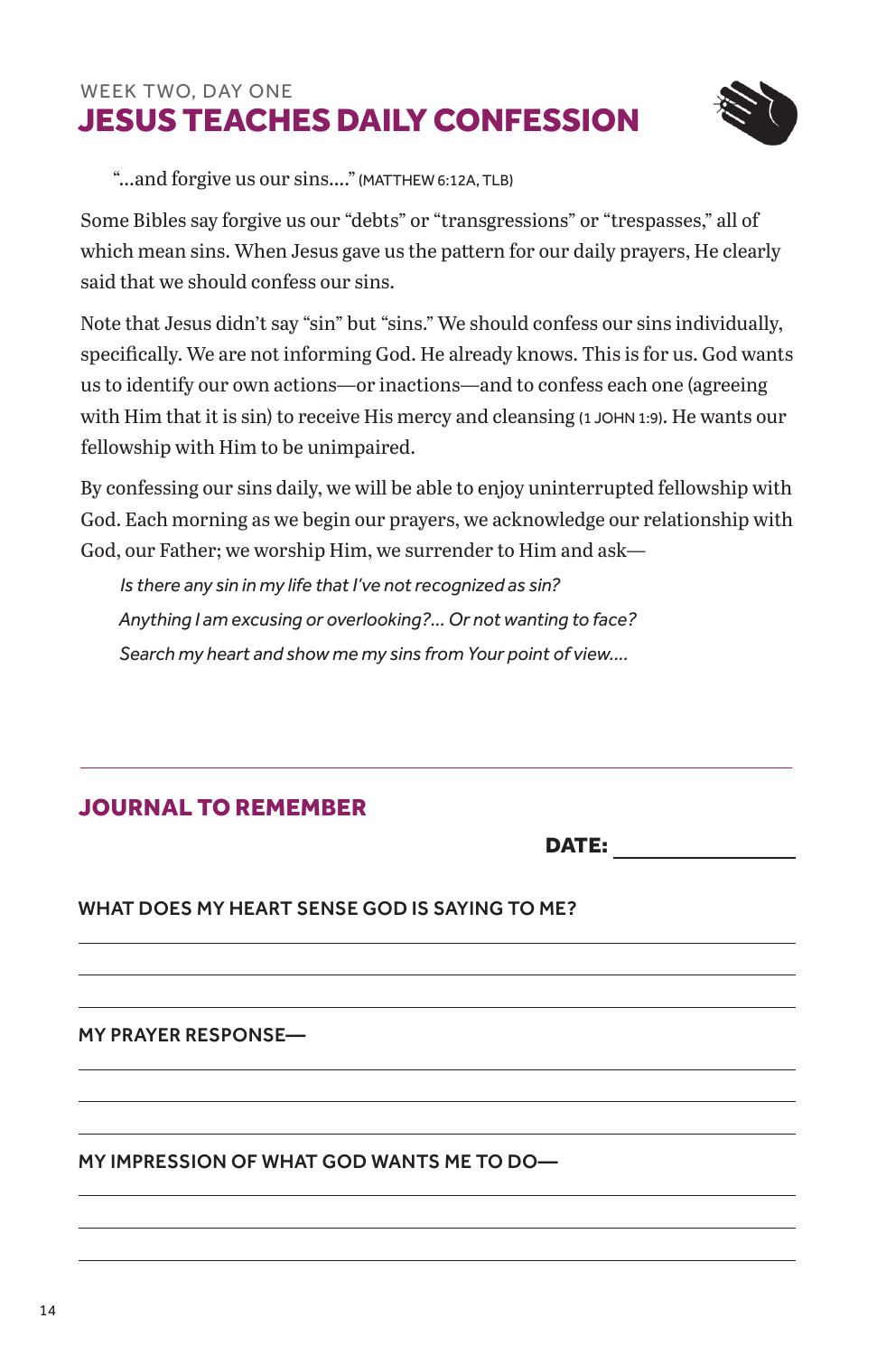WEEK TWO, DAY ONE

# JESUS TEACHES DAILY CONFESSION

"...and forgive us our sins...." (MATTHEW 6:12A, TLB)

Some Bibles say forgive us our "debts" or "transgressions" or "trespasses," all of which mean sins. When Jesus gave us the pattern for our daily prayers, He clearly said that we should confess our sins.

Note that Jesus didn't say "sin" but "sins." We should confess our sins individually, specifically. We are not informing God. He already knows. This is for us. God wants us to identify our own actions—or inactions—and to confess each one (agreeing with Him that it is sin) to receive His mercy and cleansing (1 JOHN 1:9). He wants our fellowship with Him to be unimpaired.

By confessing our sins daily, we will be able to enjoy uninterrupted fellowship with God. Each morning as we begin our prayers, we acknowledge our relationship with God, our Father; we worship Him, we surrender to Him and ask—

*Is there any sin in my life that I've not recognized as sin?*
*Anything I am excusing or overlooking?... Or not wanting to face?*
*Search my heart and show me my sins from Your point of view....*

---

## JOURNAL TO REMEMBER

**DATE:** ________________

**WHAT DOES MY HEART SENSE GOD IS SAYING TO ME?**

______________________________________________

______________________________________________

______________________________________________

**MY PRAYER RESPONSE—**

______________________________________________

______________________________________________

______________________________________________

**MY IMPRESSION OF WHAT GOD WANTS ME TO DO—**

______________________________________________

______________________________________________

______________________________________________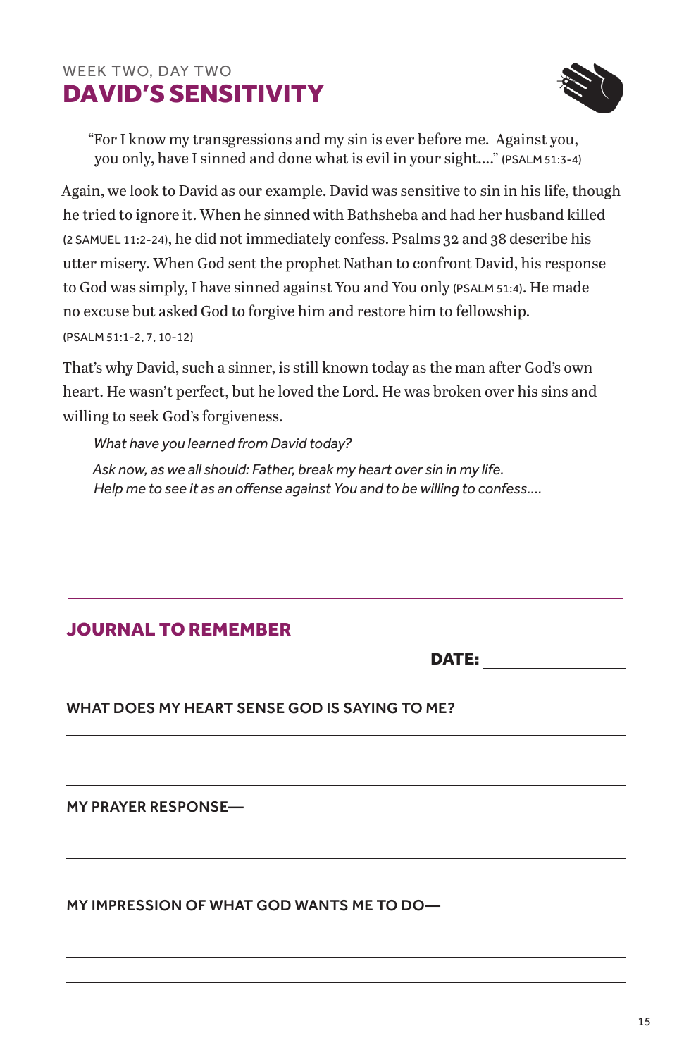WEEK TWO, DAY TWO

# DAVID'S SENSITIVITY

> "For I know my transgressions and my sin is ever before me. Against you, you only, have I sinned and done what is evil in your sight...." (PSALM 51:3-4)

Again, we look to David as our example. David was sensitive to sin in his life, though he tried to ignore it. When he sinned with Bathsheba and had her husband killed (2 SAMUEL 11:2-24), he did not immediately confess. Psalms 32 and 38 describe his utter misery. When God sent the prophet Nathan to confront David, his response to God was simply, I have sinned against You and You only (PSALM 51:4). He made no excuse but asked God to forgive him and restore him to fellowship. (PSALM 51:1-2, 7, 10-12)

That's why David, such a sinner, is still known today as the man after God's own heart. He wasn't perfect, but he loved the Lord. He was broken over his sins and willing to seek God's forgiveness.

*What have you learned from David today?*

*Ask now, as we all should: Father, break my heart over sin in my life. Help me to see it as an offense against You and to be willing to confess....*

---

## JOURNAL TO REMEMBER

**DATE:** ________________

**WHAT DOES MY HEART SENSE GOD IS SAYING TO ME?**

______________________________________________

______________________________________________

______________________________________________

**MY PRAYER RESPONSE—**

______________________________________________

______________________________________________

______________________________________________

**MY IMPRESSION OF WHAT GOD WANTS ME TO DO—**

______________________________________________

______________________________________________

______________________________________________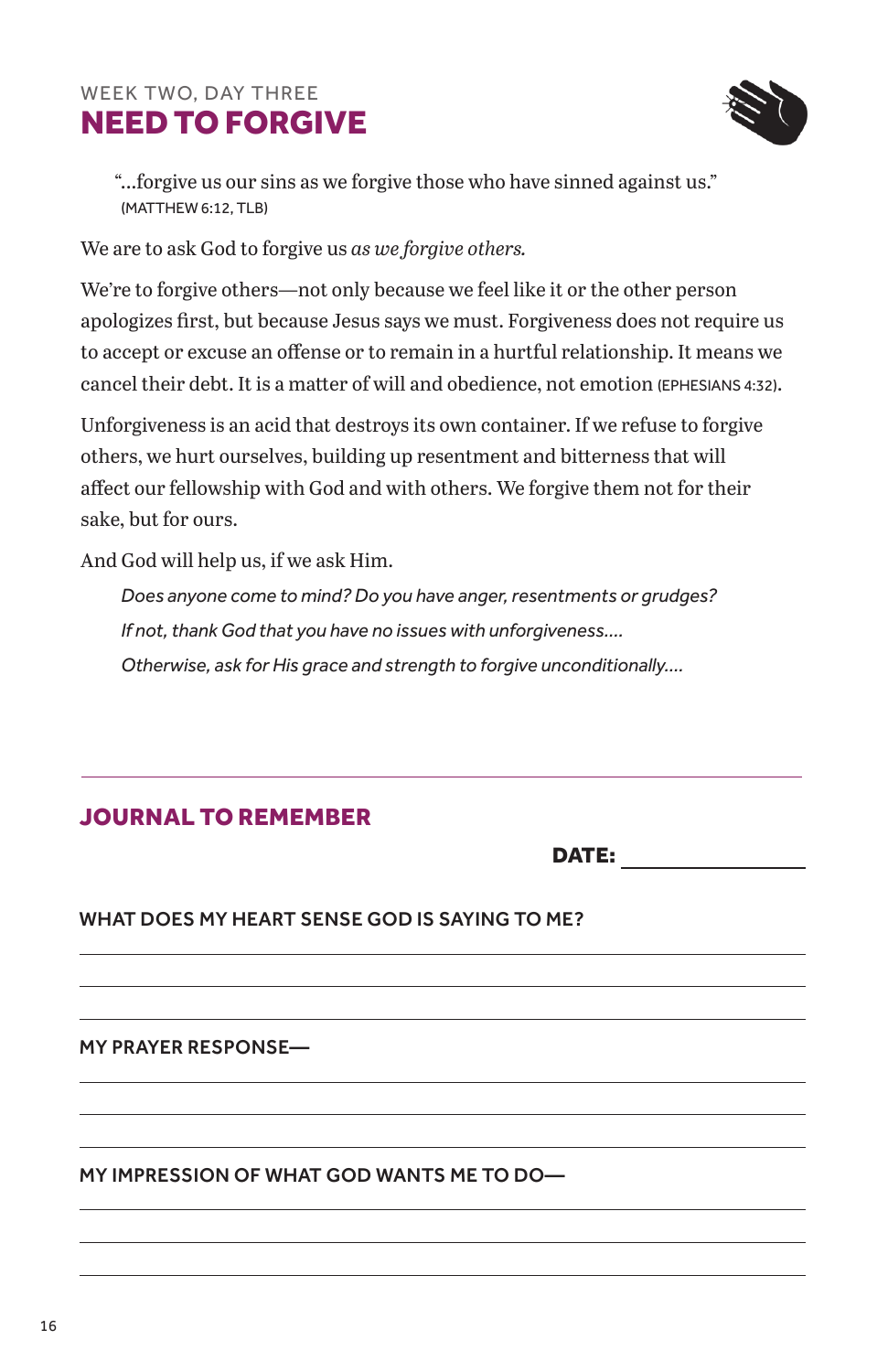WEEK TWO, DAY THREE

# NEED TO FORGIVE

> "...forgive us our sins as we forgive those who have sinned against us."
> (MATTHEW 6:12, TLB)

We are to ask God to forgive us *as we forgive others.*

We're to forgive others—not only because we feel like it or the other person apologizes first, but because Jesus says we must. Forgiveness does not require us to accept or excuse an offense or to remain in a hurtful relationship. It means we cancel their debt. It is a matter of will and obedience, not emotion (EPHESIANS 4:32).

Unforgiveness is an acid that destroys its own container. If we refuse to forgive others, we hurt ourselves, building up resentment and bitterness that will affect our fellowship with God and with others. We forgive them not for their sake, but for ours.

And God will help us, if we ask Him.

*Does anyone come to mind? Do you have anger, resentments or grudges?*

*If not, thank God that you have no issues with unforgiveness....*

*Otherwise, ask for His grace and strength to forgive unconditionally....*

---

## JOURNAL TO REMEMBER

**DATE:** ________________

**WHAT DOES MY HEART SENSE GOD IS SAYING TO ME?**

______________________________

______________________________

______________________________

**MY PRAYER RESPONSE—**

______________________________

______________________________

______________________________

**MY IMPRESSION OF WHAT GOD WANTS ME TO DO—**

______________________________

______________________________

______________________________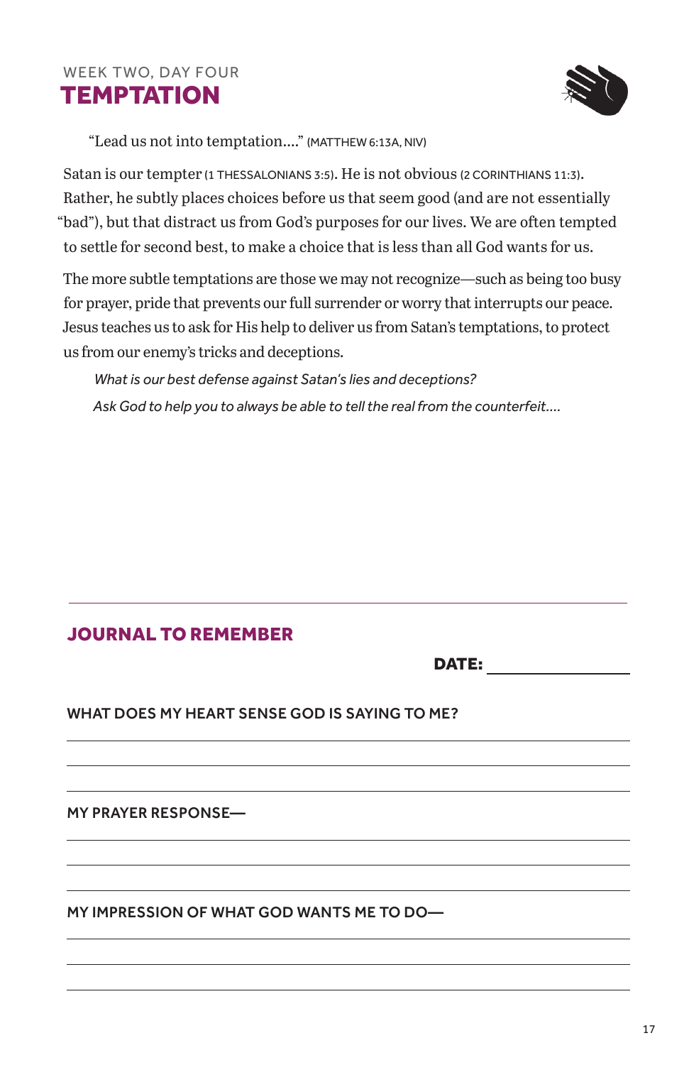WEEK TWO, DAY FOUR

# TEMPTATION

"Lead us not into temptation...." (MATTHEW 6:13A, NIV)

Satan is our tempter (1 THESSALONIANS 3:5). He is not obvious (2 CORINTHIANS 11:3). Rather, he subtly places choices before us that seem good (and are not essentially "bad"), but that distract us from God's purposes for our lives. We are often tempted to settle for second best, to make a choice that is less than all God wants for us.

The more subtle temptations are those we may not recognize—such as being too busy for prayer, pride that prevents our full surrender or worry that interrupts our peace. Jesus teaches us to ask for His help to deliver us from Satan's temptations, to protect us from our enemy's tricks and deceptions.

*What is our best defense against Satan's lies and deceptions?*

*Ask God to help you to always be able to tell the real from the counterfeit....*

---

## JOURNAL TO REMEMBER

**DATE:** ________________

**WHAT DOES MY HEART SENSE GOD IS SAYING TO ME?**

______________________________________________

______________________________________________

______________________________________________

**MY PRAYER RESPONSE—**

______________________________________________

______________________________________________

______________________________________________

**MY IMPRESSION OF WHAT GOD WANTS ME TO DO—**

______________________________________________

______________________________________________

______________________________________________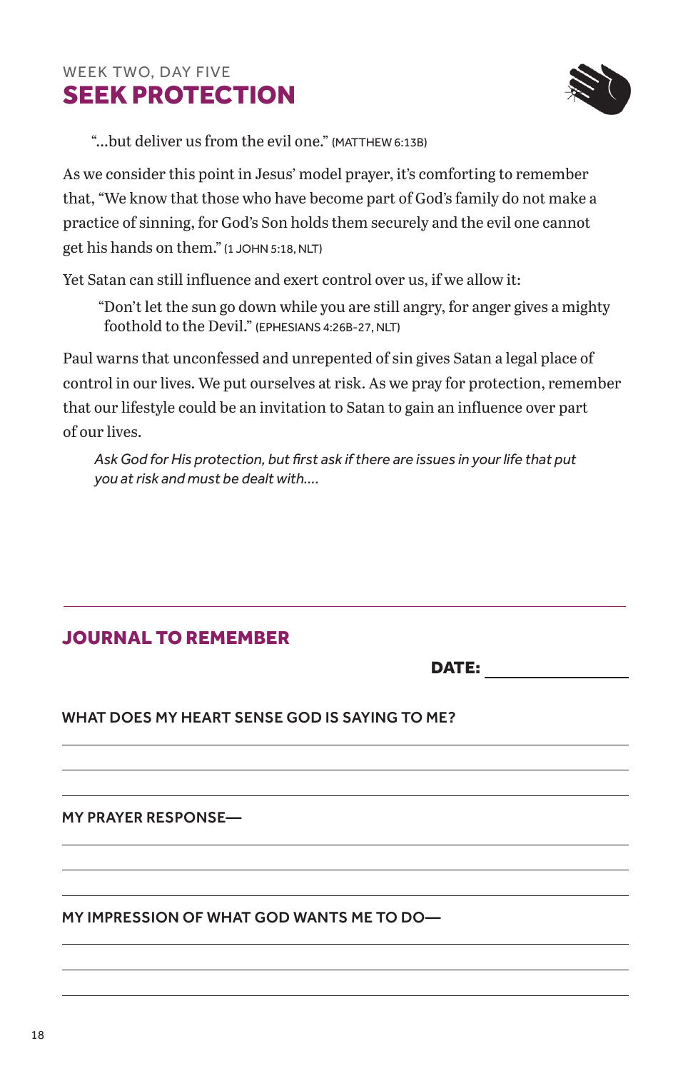WEEK TWO, DAY FIVE

# SEEK PROTECTION

> "...but deliver us from the evil one." (MATTHEW 6:13B)

As we consider this point in Jesus' model prayer, it's comforting to remember that, "We know that those who have become part of God's family do not make a practice of sinning, for God's Son holds them securely and the evil one cannot get his hands on them." (1 JOHN 5:18, NLT)

Yet Satan can still influence and exert control over us, if we allow it:

> "Don't let the sun go down while you are still angry, for anger gives a mighty foothold to the Devil." (EPHESIANS 4:26B-27, NLT)

Paul warns that unconfessed and unrepented of sin gives Satan a legal place of control in our lives. We put ourselves at risk. As we pray for protection, remember that our lifestyle could be an invitation to Satan to gain an influence over part of our lives.

> *Ask God for His protection, but first ask if there are issues in your life that put you at risk and must be dealt with....*

---

## JOURNAL TO REMEMBER

**DATE:** ______________

**WHAT DOES MY HEART SENSE GOD IS SAYING TO ME?**

______________________________________________

______________________________________________

______________________________________________

**MY PRAYER RESPONSE—**

______________________________________________

______________________________________________

______________________________________________

**MY IMPRESSION OF WHAT GOD WANTS ME TO DO—**

______________________________________________

______________________________________________

______________________________________________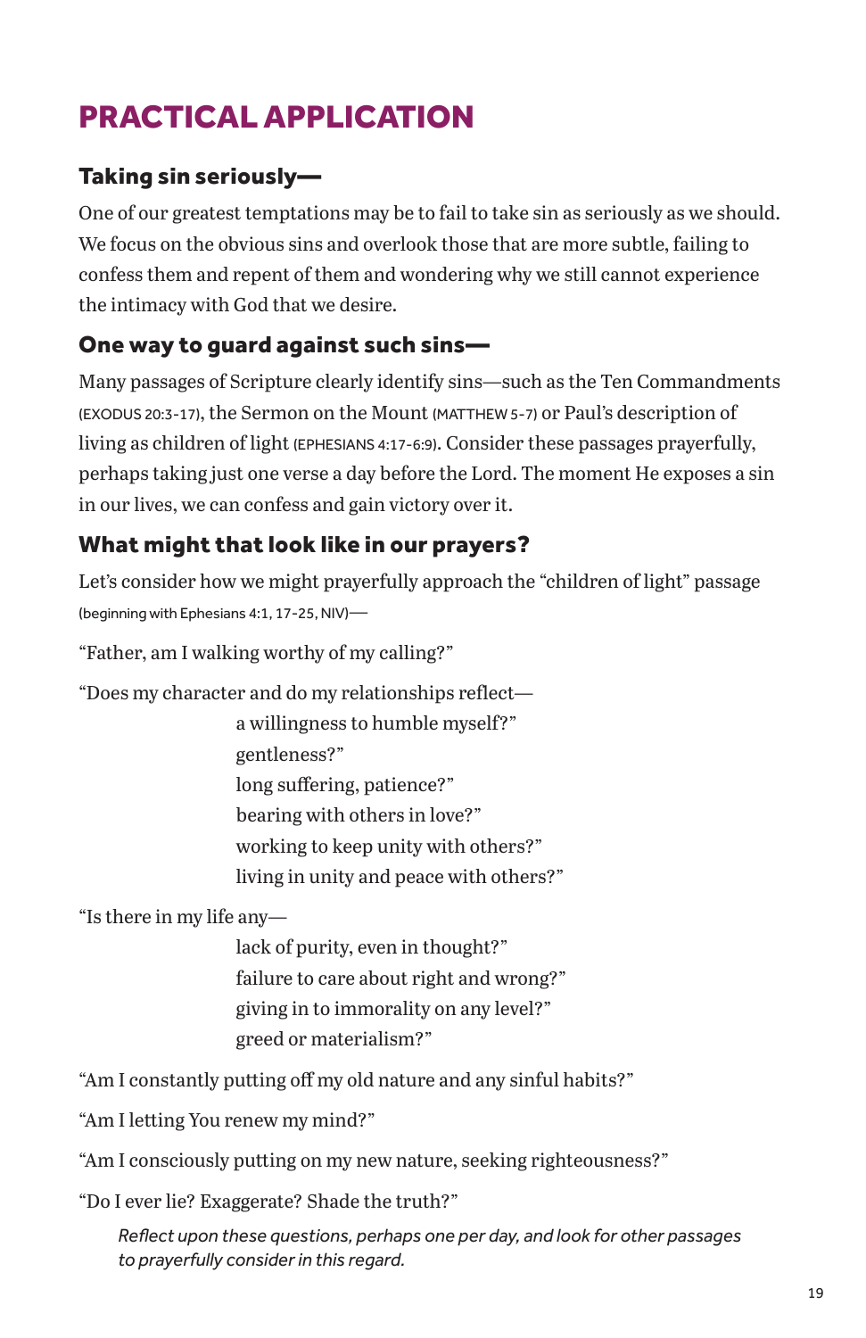# PRACTICAL APPLICATION

### Taking sin seriously—

One of our greatest temptations may be to fail to take sin as seriously as we should. We focus on the obvious sins and overlook those that are more subtle, failing to confess them and repent of them and wondering why we still cannot experience the intimacy with God that we desire.

### One way to guard against such sins—

Many passages of Scripture clearly identify sins—such as the Ten Commandments (EXODUS 20:3-17), the Sermon on the Mount (MATTHEW 5-7) or Paul's description of living as children of light (EPHESIANS 4:17-6:9). Consider these passages prayerfully, perhaps taking just one verse a day before the Lord. The moment He exposes a sin in our lives, we can confess and gain victory over it.

### What might that look like in our prayers?

Let's consider how we might prayerfully approach the "children of light" passage (beginning with Ephesians 4:1, 17-25, NIV)—

"Father, am I walking worthy of my calling?"

"Does my character and do my relationships reflect—

- a willingness to humble myself?"
- gentleness?"
- long suffering, patience?"
- bearing with others in love?"
- working to keep unity with others?"
- living in unity and peace with others?"

"Is there in my life any—

- lack of purity, even in thought?"
- failure to care about right and wrong?"
- giving in to immorality on any level?"
- greed or materialism?"

"Am I constantly putting off my old nature and any sinful habits?"

"Am I letting You renew my mind?"

"Am I consciously putting on my new nature, seeking righteousness?"

"Do I ever lie? Exaggerate? Shade the truth?"

*Reflect upon these questions, perhaps one per day, and look for other passages to prayerfully consider in this regard.*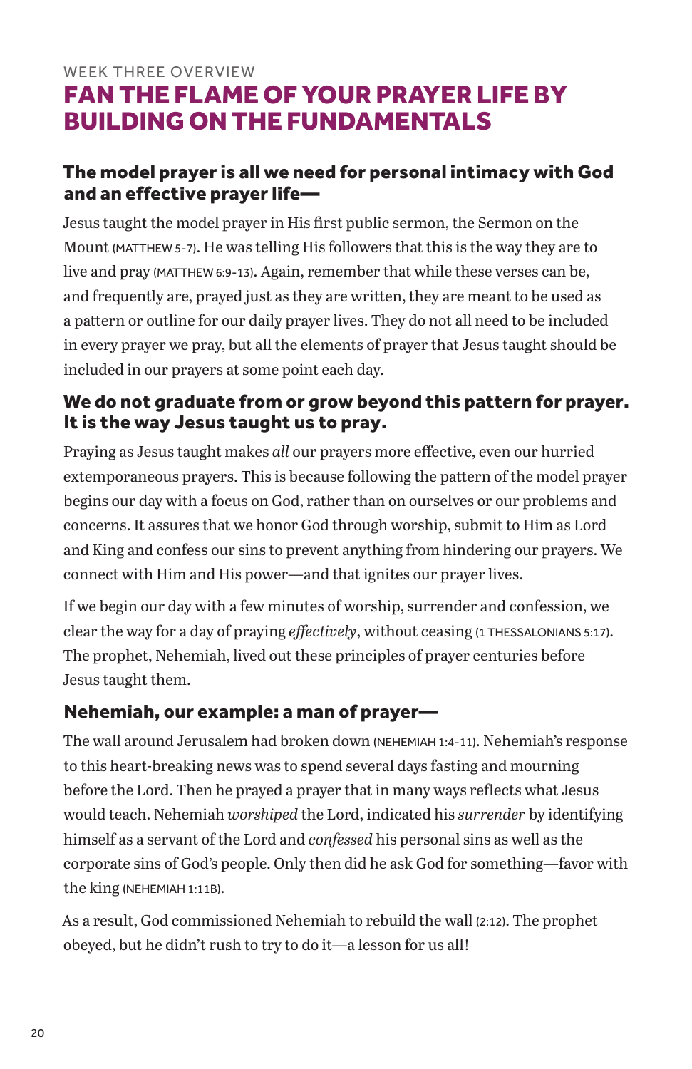WEEK THREE OVERVIEW

# FAN THE FLAME OF YOUR PRAYER LIFE BY BUILDING ON THE FUNDAMENTALS

### The model prayer is all we need for personal intimacy with God and an effective prayer life—

Jesus taught the model prayer in His first public sermon, the Sermon on the Mount (MATTHEW 5-7). He was telling His followers that this is the way they are to live and pray (MATTHEW 6:9-13). Again, remember that while these verses can be, and frequently are, prayed just as they are written, they are meant to be used as a pattern or outline for our daily prayer lives. They do not all need to be included in every prayer we pray, but all the elements of prayer that Jesus taught should be included in our prayers at some point each day.

### We do not graduate from or grow beyond this pattern for prayer. It is the way Jesus taught us to pray.

Praying as Jesus taught makes *all* our prayers more effective, even our hurried extemporaneous prayers. This is because following the pattern of the model prayer begins our day with a focus on God, rather than on ourselves or our problems and concerns. It assures that we honor God through worship, submit to Him as Lord and King and confess our sins to prevent anything from hindering our prayers. We connect with Him and His power—and that ignites our prayer lives.

If we begin our day with a few minutes of worship, surrender and confession, we clear the way for a day of praying *effectively*, without ceasing (1 THESSALONIANS 5:17). The prophet, Nehemiah, lived out these principles of prayer centuries before Jesus taught them.

### Nehemiah, our example: a man of prayer—

The wall around Jerusalem had broken down (NEHEMIAH 1:4-11). Nehemiah's response to this heart-breaking news was to spend several days fasting and mourning before the Lord. Then he prayed a prayer that in many ways reflects what Jesus would teach. Nehemiah *worshiped* the Lord, indicated his *surrender* by identifying himself as a servant of the Lord and *confessed* his personal sins as well as the corporate sins of God's people. Only then did he ask God for something—favor with the king (NEHEMIAH 1:11B).

As a result, God commissioned Nehemiah to rebuild the wall (2:12). The prophet obeyed, but he didn't rush to try to do it—a lesson for us all!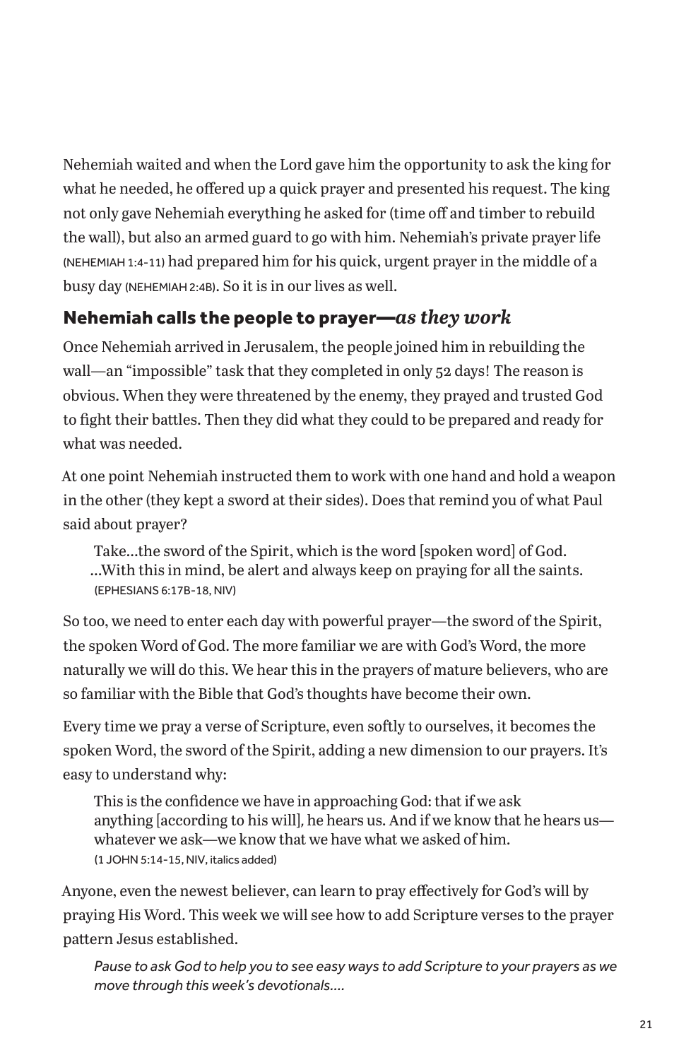Nehemiah waited and when the Lord gave him the opportunity to ask the king for what he needed, he offered up a quick prayer and presented his request. The king not only gave Nehemiah everything he asked for (time off and timber to rebuild the wall), but also an armed guard to go with him. Nehemiah's private prayer life (NEHEMIAH 1:4-11) had prepared him for his quick, urgent prayer in the middle of a busy day (NEHEMIAH 2:4B). So it is in our lives as well.

### Nehemiah calls the people to prayer—*as they work*

Once Nehemiah arrived in Jerusalem, the people joined him in rebuilding the wall—an "impossible" task that they completed in only 52 days! The reason is obvious. When they were threatened by the enemy, they prayed and trusted God to fight their battles. Then they did what they could to be prepared and ready for what was needed.

At one point Nehemiah instructed them to work with one hand and hold a weapon in the other (they kept a sword at their sides). Does that remind you of what Paul said about prayer?

> Take...the sword of the Spirit, which is the word [spoken word] of God. ...With this in mind, be alert and always keep on praying for all the saints. (EPHESIANS 6:17B-18, NIV)

So too, we need to enter each day with powerful prayer—the sword of the Spirit, the spoken Word of God. The more familiar we are with God's Word, the more naturally we will do this. We hear this in the prayers of mature believers, who are so familiar with the Bible that God's thoughts have become their own.

Every time we pray a verse of Scripture, even softly to ourselves, it becomes the spoken Word, the sword of the Spirit, adding a new dimension to our prayers. It's easy to understand why:

> This is the confidence we have in approaching God: that if we ask anything [according to his will], he hears us. And if we know that he hears us—whatever we ask—we know that we have what we asked of him. (1 JOHN 5:14-15, NIV, italics added)

Anyone, even the newest believer, can learn to pray effectively for God's will by praying His Word. This week we will see how to add Scripture verses to the prayer pattern Jesus established.

> *Pause to ask God to help you to see easy ways to add Scripture to your prayers as we move through this week's devotionals....*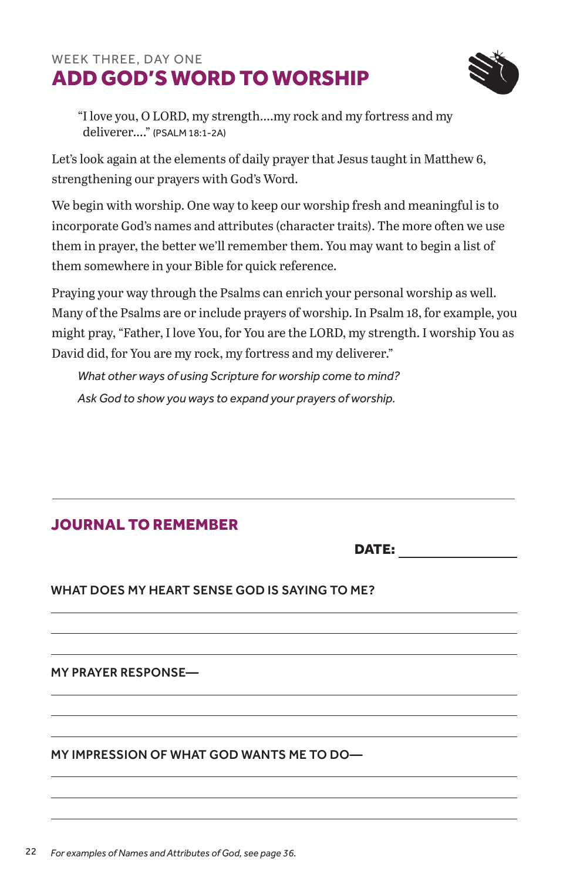WEEK THREE, DAY ONE

# ADD GOD'S WORD TO WORSHIP

> "I love you, O LORD, my strength....my rock and my fortress and my deliverer...." (PSALM 18:1-2A)

Let's look again at the elements of daily prayer that Jesus taught in Matthew 6, strengthening our prayers with God's Word.

We begin with worship. One way to keep our worship fresh and meaningful is to incorporate God's names and attributes (character traits). The more often we use them in prayer, the better we'll remember them. You may want to begin a list of them somewhere in your Bible for quick reference.

Praying your way through the Psalms can enrich your personal worship as well. Many of the Psalms are or include prayers of worship. In Psalm 18, for example, you might pray, "Father, I love You, for You are the LORD, my strength. I worship You as David did, for You are my rock, my fortress and my deliverer."

*What other ways of using Scripture for worship come to mind?*

*Ask God to show you ways to expand your prayers of worship.*

---

## JOURNAL TO REMEMBER

**DATE:** ______________

**WHAT DOES MY HEART SENSE GOD IS SAYING TO ME?**

______________________________________________

______________________________________________

______________________________________________

**MY PRAYER RESPONSE—**

______________________________________________

______________________________________________

______________________________________________

**MY IMPRESSION OF WHAT GOD WANTS ME TO DO—**

______________________________________________

______________________________________________

______________________________________________

*For examples of Names and Attributes of God, see page 36.*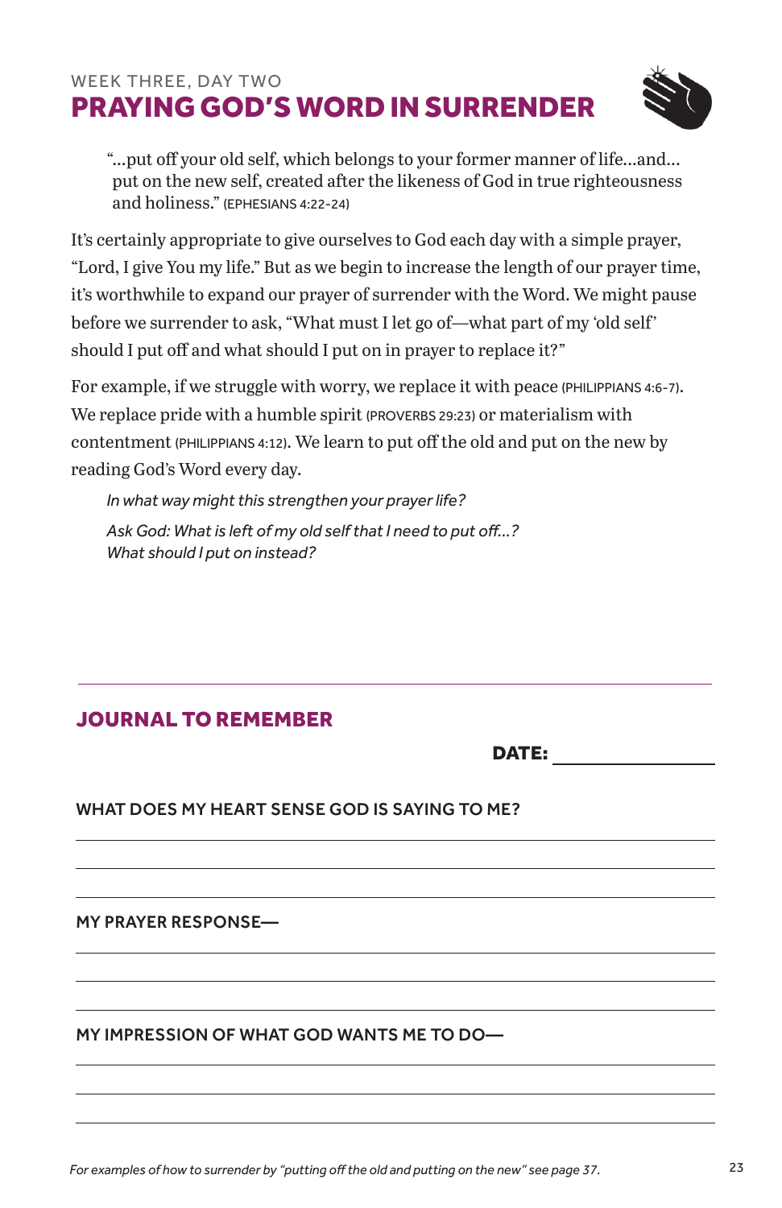WEEK THREE, DAY TWO

# PRAYING GOD'S WORD IN SURRENDER

> "...put off your old self, which belongs to your former manner of life...and... put on the new self, created after the likeness of God in true righteousness and holiness." (EPHESIANS 4:22-24)

It's certainly appropriate to give ourselves to God each day with a simple prayer, "Lord, I give You my life." But as we begin to increase the length of our prayer time, it's worthwhile to expand our prayer of surrender with the Word. We might pause before we surrender to ask, "What must I let go of—what part of my 'old self' should I put off and what should I put on in prayer to replace it?"

For example, if we struggle with worry, we replace it with peace (PHILIPPIANS 4:6-7). We replace pride with a humble spirit (PROVERBS 29:23) or materialism with contentment (PHILIPPIANS 4:12). We learn to put off the old and put on the new by reading God's Word every day.

*In what way might this strengthen your prayer life?*

*Ask God: What is left of my old self that I need to put off...? What should I put on instead?*

---

## JOURNAL TO REMEMBER

**DATE:** ________________

**WHAT DOES MY HEART SENSE GOD IS SAYING TO ME?**

______________________________________________

______________________________________________

______________________________________________

**MY PRAYER RESPONSE—**

______________________________________________

______________________________________________

______________________________________________

**MY IMPRESSION OF WHAT GOD WANTS ME TO DO—**

______________________________________________

______________________________________________

______________________________________________

*For examples of how to surrender by "putting off the old and putting on the new" see page 37.*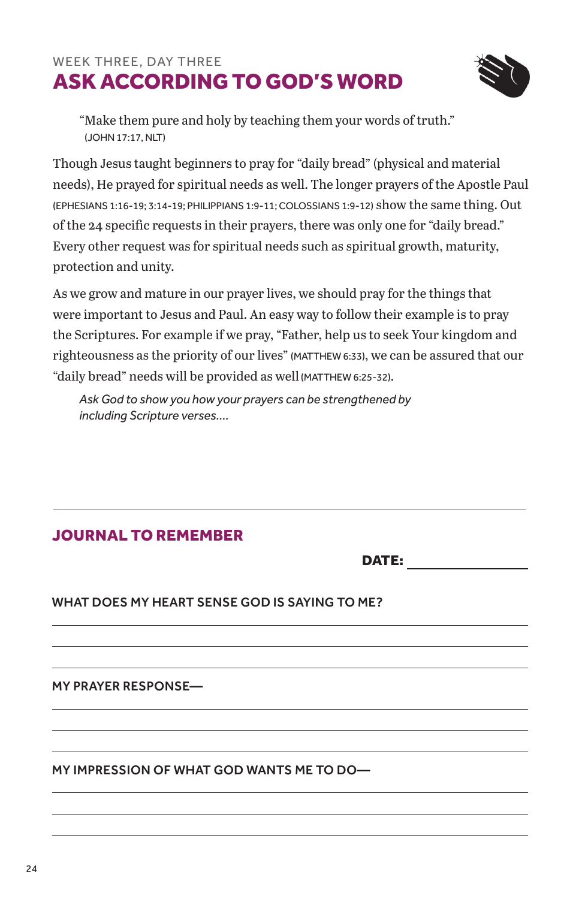WEEK THREE, DAY THREE

# ASK ACCORDING TO GOD'S WORD

> "Make them pure and holy by teaching them your words of truth."
> (JOHN 17:17, NLT)

Though Jesus taught beginners to pray for "daily bread" (physical and material needs), He prayed for spiritual needs as well. The longer prayers of the Apostle Paul (EPHESIANS 1:16-19; 3:14-19; PHILIPPIANS 1:9-11; COLOSSIANS 1:9-12) show the same thing. Out of the 24 specific requests in their prayers, there was only one for "daily bread." Every other request was for spiritual needs such as spiritual growth, maturity, protection and unity.

As we grow and mature in our prayer lives, we should pray for the things that were important to Jesus and Paul. An easy way to follow their example is to pray the Scriptures. For example if we pray, "Father, help us to seek Your kingdom and righteousness as the priority of our lives" (MATTHEW 6:33), we can be assured that our "daily bread" needs will be provided as well (MATTHEW 6:25-32).

*Ask God to show you how your prayers can be strengthened by including Scripture verses....*

---

## JOURNAL TO REMEMBER

**DATE:** ________________

WHAT DOES MY HEART SENSE GOD IS SAYING TO ME?

MY PRAYER RESPONSE—

MY IMPRESSION OF WHAT GOD WANTS ME TO DO—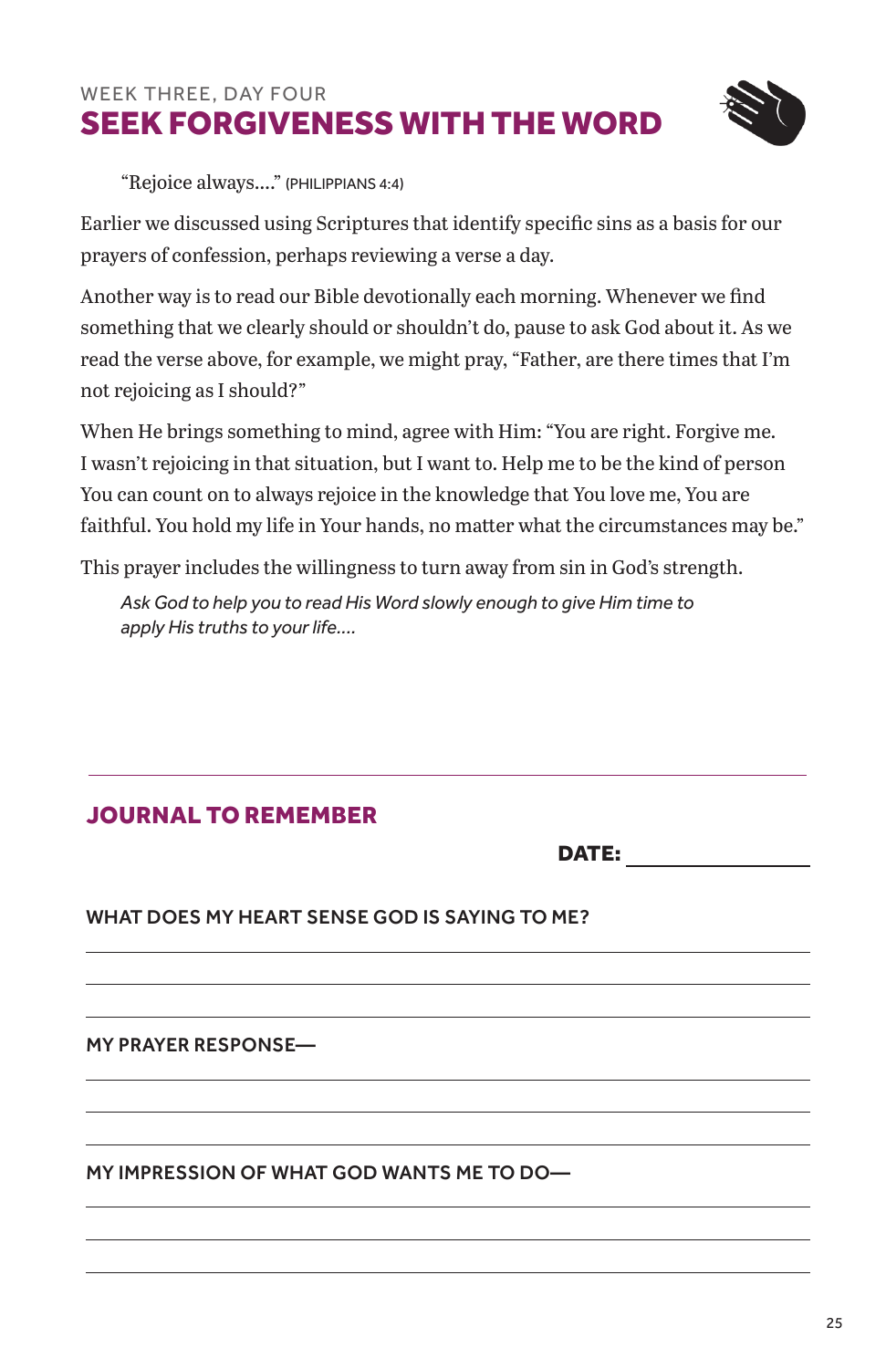WEEK THREE, DAY FOUR

# SEEK FORGIVENESS WITH THE WORD

> "Rejoice always...." (PHILIPPIANS 4:4)

Earlier we discussed using Scriptures that identify specific sins as a basis for our prayers of confession, perhaps reviewing a verse a day.

Another way is to read our Bible devotionally each morning. Whenever we find something that we clearly should or shouldn't do, pause to ask God about it. As we read the verse above, for example, we might pray, "Father, are there times that I'm not rejoicing as I should?"

When He brings something to mind, agree with Him: "You are right. Forgive me. I wasn't rejoicing in that situation, but I want to. Help me to be the kind of person You can count on to always rejoice in the knowledge that You love me, You are faithful. You hold my life in Your hands, no matter what the circumstances may be."

This prayer includes the willingness to turn away from sin in God's strength.

> *Ask God to help you to read His Word slowly enough to give Him time to apply His truths to your life....*

---

## JOURNAL TO REMEMBER

**DATE:** ________________

**WHAT DOES MY HEART SENSE GOD IS SAYING TO ME?**

______________________________________________

______________________________________________

______________________________________________

**MY PRAYER RESPONSE—**

______________________________________________

______________________________________________

______________________________________________

**MY IMPRESSION OF WHAT GOD WANTS ME TO DO—**

______________________________________________

______________________________________________

______________________________________________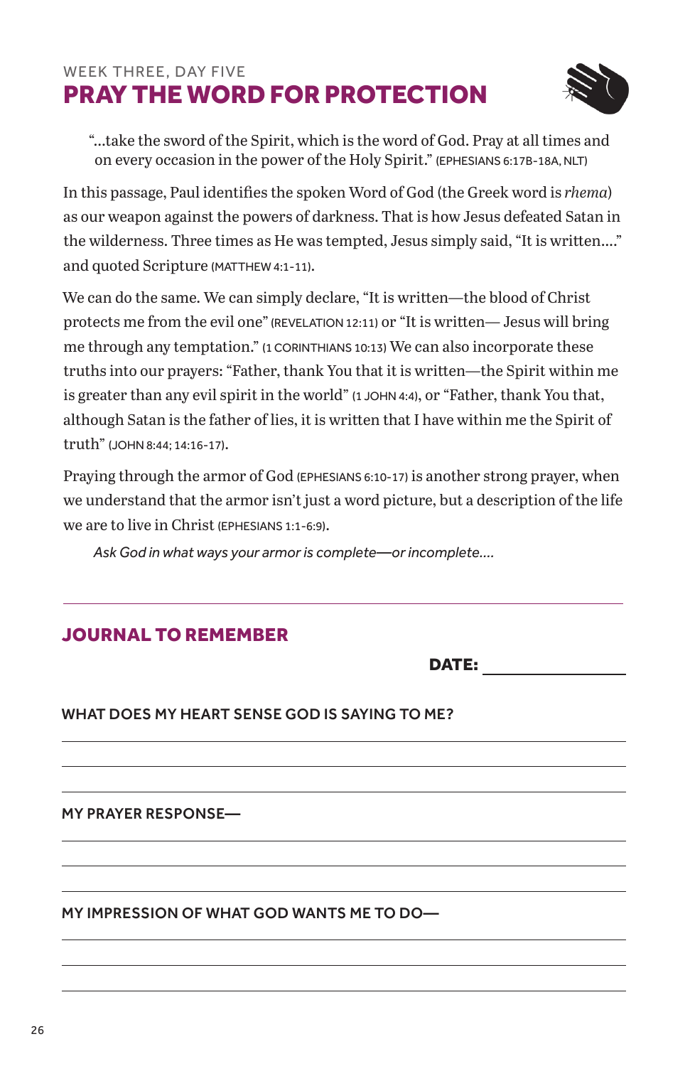WEEK THREE, DAY FIVE

# PRAY THE WORD FOR PROTECTION

> "...take the sword of the Spirit, which is the word of God. Pray at all times and on every occasion in the power of the Holy Spirit." (EPHESIANS 6:17B-18A, NLT)

In this passage, Paul identifies the spoken Word of God (the Greek word is *rhema*) as our weapon against the powers of darkness. That is how Jesus defeated Satan in the wilderness. Three times as He was tempted, Jesus simply said, "It is written...." and quoted Scripture (MATTHEW 4:1-11).

We can do the same. We can simply declare, "It is written—the blood of Christ protects me from the evil one" (REVELATION 12:11) or "It is written— Jesus will bring me through any temptation." (1 CORINTHIANS 10:13) We can also incorporate these truths into our prayers: "Father, thank You that it is written—the Spirit within me is greater than any evil spirit in the world" (1 JOHN 4:4), or "Father, thank You that, although Satan is the father of lies, it is written that I have within me the Spirit of truth" (JOHN 8:44; 14:16-17).

Praying through the armor of God (EPHESIANS 6:10-17) is another strong prayer, when we understand that the armor isn't just a word picture, but a description of the life we are to live in Christ (EPHESIANS 1:1-6:9).

*Ask God in what ways your armor is complete—or incomplete....*

---

## JOURNAL TO REMEMBER

**DATE:** ______________

**WHAT DOES MY HEART SENSE GOD IS SAYING TO ME?**

______________________________________________

______________________________________________

______________________________________________

**MY PRAYER RESPONSE—**

______________________________________________

______________________________________________

______________________________________________

**MY IMPRESSION OF WHAT GOD WANTS ME TO DO—**

______________________________________________

______________________________________________

______________________________________________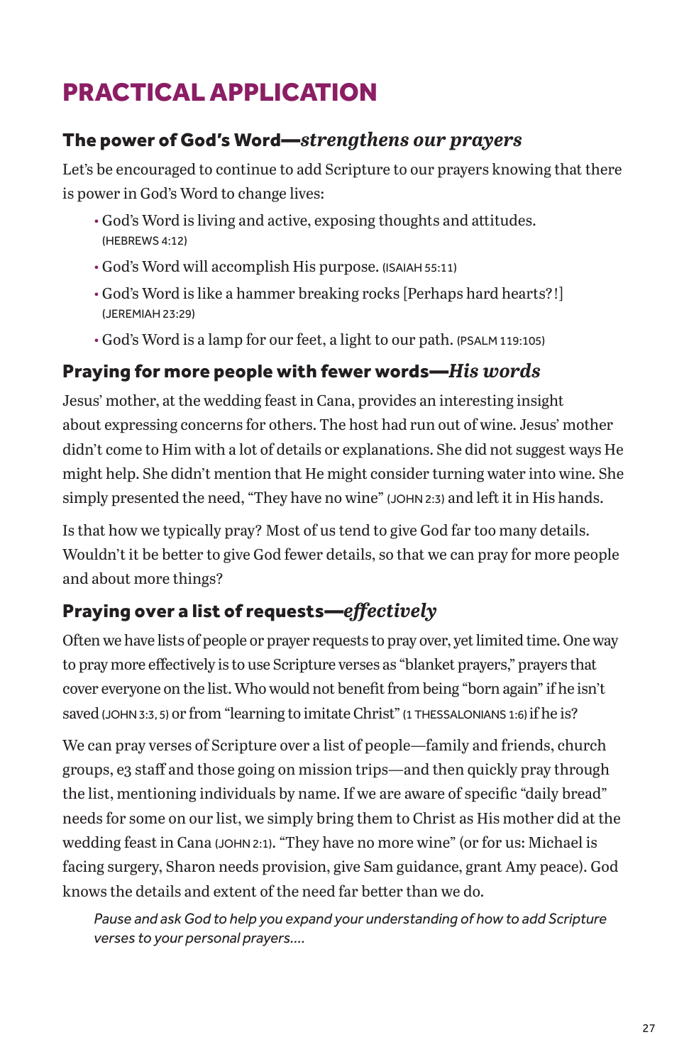# PRACTICAL APPLICATION

## The power of God's Word—*strengthens our prayers*

Let's be encouraged to continue to add Scripture to our prayers knowing that there is power in God's Word to change lives:

- God's Word is living and active, exposing thoughts and attitudes. (HEBREWS 4:12)
- God's Word will accomplish His purpose. (ISAIAH 55:11)
- God's Word is like a hammer breaking rocks [Perhaps hard hearts?!] (JEREMIAH 23:29)
- God's Word is a lamp for our feet, a light to our path. (PSALM 119:105)

## Praying for more people with fewer words—*His words*

Jesus' mother, at the wedding feast in Cana, provides an interesting insight about expressing concerns for others. The host had run out of wine. Jesus' mother didn't come to Him with a lot of details or explanations. She did not suggest ways He might help. She didn't mention that He might consider turning water into wine. She simply presented the need, "They have no wine" (JOHN 2:3) and left it in His hands.

Is that how we typically pray? Most of us tend to give God far too many details. Wouldn't it be better to give God fewer details, so that we can pray for more people and about more things?

## Praying over a list of requests—*effectively*

Often we have lists of people or prayer requests to pray over, yet limited time. One way to pray more effectively is to use Scripture verses as "blanket prayers," prayers that cover everyone on the list. Who would not benefit from being "born again" if he isn't saved (JOHN 3:3, 5) or from "learning to imitate Christ" (1 THESSALONIANS 1:6) if he is?

We can pray verses of Scripture over a list of people—family and friends, church groups, e3 staff and those going on mission trips—and then quickly pray through the list, mentioning individuals by name. If we are aware of specific "daily bread" needs for some on our list, we simply bring them to Christ as His mother did at the wedding feast in Cana (JOHN 2:1). "They have no more wine" (or for us: Michael is facing surgery, Sharon needs provision, give Sam guidance, grant Amy peace). God knows the details and extent of the need far better than we do.

*Pause and ask God to help you expand your understanding of how to add Scripture verses to your personal prayers....*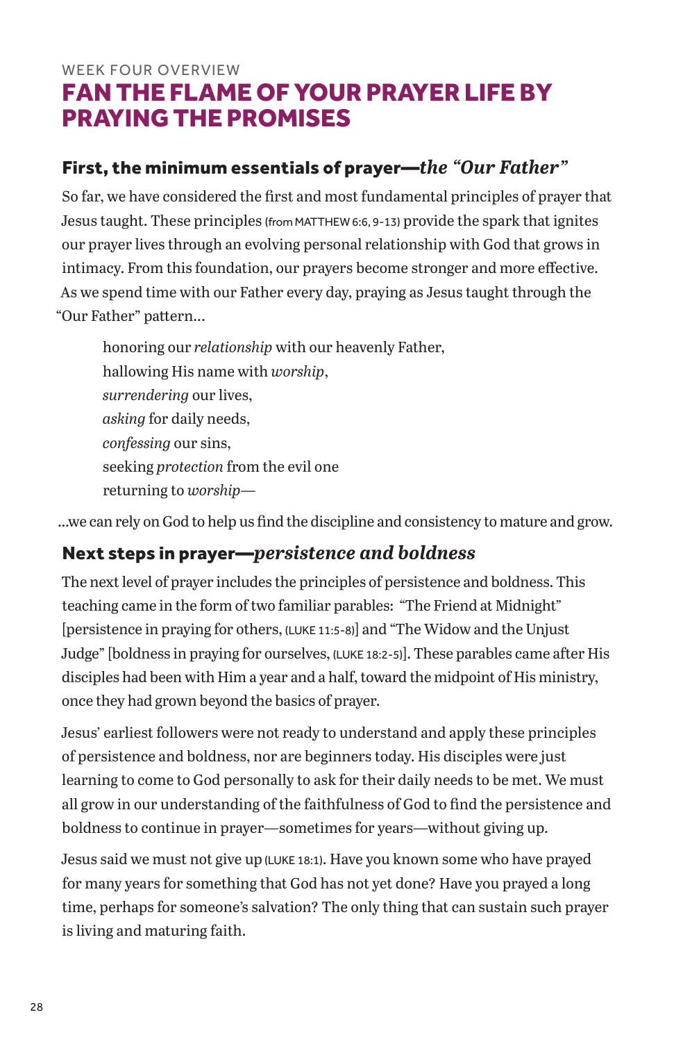WEEK FOUR OVERVIEW

# FAN THE FLAME OF YOUR PRAYER LIFE BY PRAYING THE PROMISES

## First, the minimum essentials of prayer—*the "Our Father"*

So far, we have considered the first and most fundamental principles of prayer that Jesus taught. These principles (from MATTHEW 6:6, 9-13) provide the spark that ignites our prayer lives through an evolving personal relationship with God that grows in intimacy. From this foundation, our prayers become stronger and more effective. As we spend time with our Father every day, praying as Jesus taught through the "Our Father" pattern...

> honoring our *relationship* with our heavenly Father,
> hallowing His name with *worship*,
> *surrendering* our lives,
> *asking* for daily needs,
> *confessing* our sins,
> seeking *protection* from the evil one
> returning to *worship*—

...we can rely on God to help us find the discipline and consistency to mature and grow.

## Next steps in prayer—*persistence and boldness*

The next level of prayer includes the principles of persistence and boldness. This teaching came in the form of two familiar parables: "The Friend at Midnight" [persistence in praying for others, (LUKE 11:5-8)] and "The Widow and the Unjust Judge" [boldness in praying for ourselves, (LUKE 18:2-5)]. These parables came after His disciples had been with Him a year and a half, toward the midpoint of His ministry, once they had grown beyond the basics of prayer.

Jesus' earliest followers were not ready to understand and apply these principles of persistence and boldness, nor are beginners today. His disciples were just learning to come to God personally to ask for their daily needs to be met. We must all grow in our understanding of the faithfulness of God to find the persistence and boldness to continue in prayer—sometimes for years—without giving up.

Jesus said we must not give up (LUKE 18:1). Have you known some who have prayed for many years for something that God has not yet done? Have you prayed a long time, perhaps for someone's salvation? The only thing that can sustain such prayer is living and maturing faith.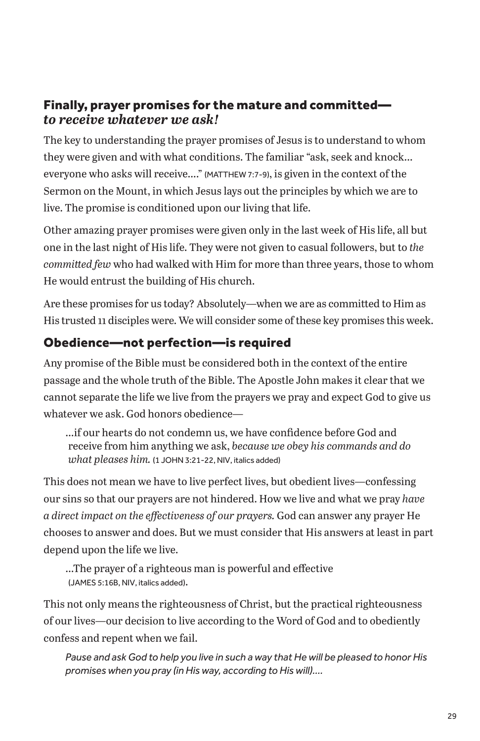## Finally, prayer promises for the mature and committed—*to receive whatever we ask!*

The key to understanding the prayer promises of Jesus is to understand to whom they were given and with what conditions. The familiar "ask, seek and knock… everyone who asks will receive…." (MATTHEW 7:7-9), is given in the context of the Sermon on the Mount, in which Jesus lays out the principles by which we are to live. The promise is conditioned upon our living that life.

Other amazing prayer promises were given only in the last week of His life, all but one in the last night of His life. They were not given to casual followers, but to *the committed few* who had walked with Him for more than three years, those to whom He would entrust the building of His church.

Are these promises for us today? Absolutely—when we are as committed to Him as His trusted 11 disciples were. We will consider some of these key promises this week.

## Obedience—not perfection—is required

Any promise of the Bible must be considered both in the context of the entire passage and the whole truth of the Bible. The Apostle John makes it clear that we cannot separate the life we live from the prayers we pray and expect God to give us whatever we ask. God honors obedience—

> …if our hearts do not condemn us, we have confidence before God and receive from him anything we ask, *because we obey his commands and do what pleases him.* (1 JOHN 3:21-22, NIV, italics added)

This does not mean we have to live perfect lives, but obedient lives—confessing our sins so that our prayers are not hindered. How we live and what we pray *have a direct impact on the effectiveness of our prayers.* God can answer any prayer He chooses to answer and does. But we must consider that His answers at least in part depend upon the life we live.

> …The prayer of a righteous man is powerful and effective (JAMES 5:16B, NIV, italics added).

This not only means the righteousness of Christ, but the practical righteousness of our lives—our decision to live according to the Word of God and to obediently confess and repent when we fail.

> *Pause and ask God to help you live in such a way that He will be pleased to honor His promises when you pray (in His way, according to His will)….*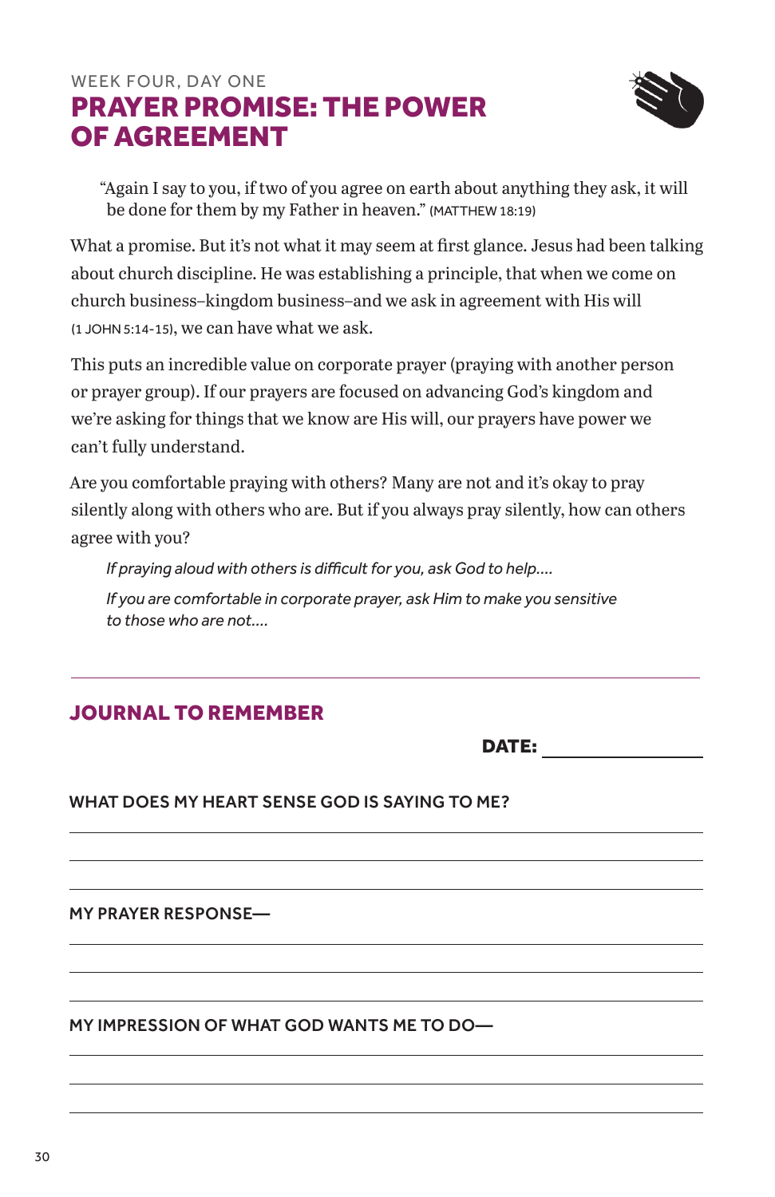WEEK FOUR, DAY ONE

# PRAYER PROMISE: THE POWER OF AGREEMENT

> "Again I say to you, if two of you agree on earth about anything they ask, it will be done for them by my Father in heaven." (MATTHEW 18:19)

What a promise. But it's not what it may seem at first glance. Jesus had been talking about church discipline. He was establishing a principle, that when we come on church business–kingdom business–and we ask in agreement with His will (1 JOHN 5:14-15), we can have what we ask.

This puts an incredible value on corporate prayer (praying with another person or prayer group). If our prayers are focused on advancing God's kingdom and we're asking for things that we know are His will, our prayers have power we can't fully understand.

Are you comfortable praying with others? Many are not and it's okay to pray silently along with others who are. But if you always pray silently, how can others agree with you?

*If praying aloud with others is difficult for you, ask God to help....*

*If you are comfortable in corporate prayer, ask Him to make you sensitive to those who are not....*

---

## JOURNAL TO REMEMBER

**DATE:** ________________

**WHAT DOES MY HEART SENSE GOD IS SAYING TO ME?**

______________________________

______________________________

______________________________

**MY PRAYER RESPONSE—**

______________________________

______________________________

______________________________

**MY IMPRESSION OF WHAT GOD WANTS ME TO DO—**

______________________________

______________________________

______________________________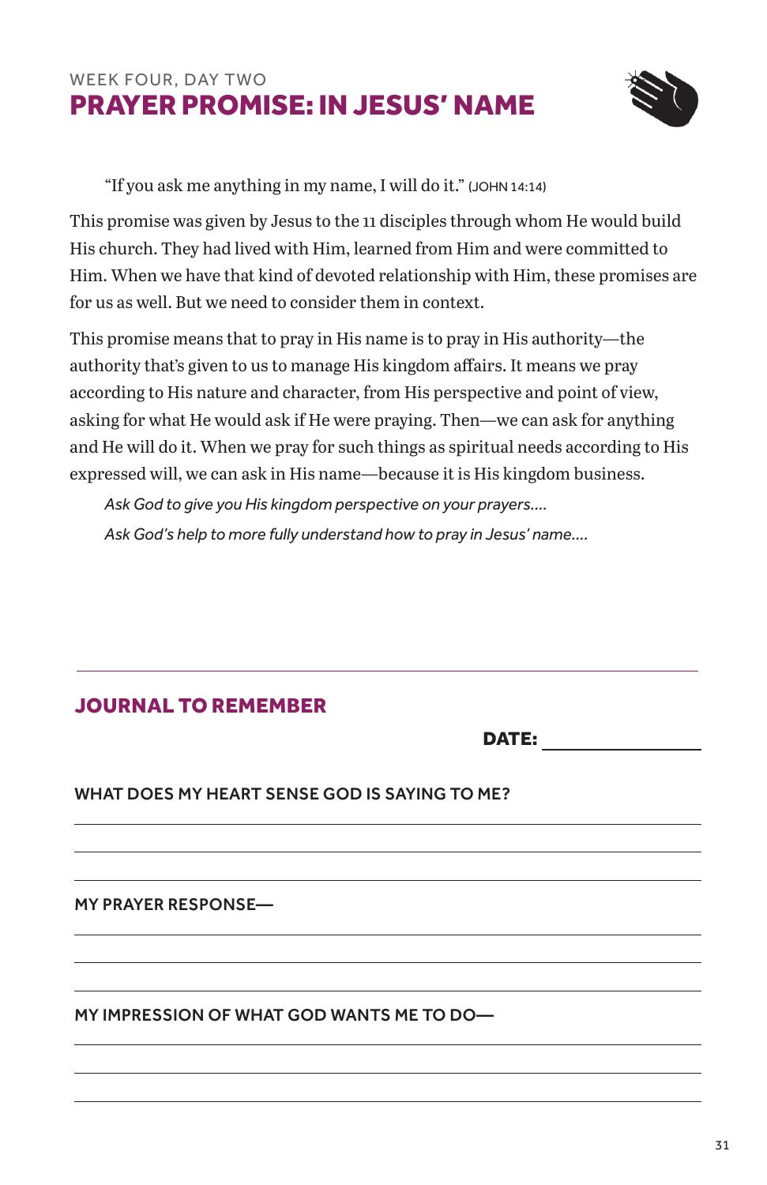WEEK FOUR, DAY TWO

# PRAYER PROMISE: IN JESUS' NAME

"If you ask me anything in my name, I will do it." (JOHN 14:14)

This promise was given by Jesus to the 11 disciples through whom He would build His church. They had lived with Him, learned from Him and were committed to Him. When we have that kind of devoted relationship with Him, these promises are for us as well. But we need to consider them in context.

This promise means that to pray in His name is to pray in His authority—the authority that's given to us to manage His kingdom affairs. It means we pray according to His nature and character, from His perspective and point of view, asking for what He would ask if He were praying. Then—we can ask for anything and He will do it. When we pray for such things as spiritual needs according to His expressed will, we can ask in His name—because it is His kingdom business.

*Ask God to give you His kingdom perspective on your prayers....*

*Ask God's help to more fully understand how to pray in Jesus' name....*

---

## JOURNAL TO REMEMBER

**DATE:** ________________

**WHAT DOES MY HEART SENSE GOD IS SAYING TO ME?**

______________________________________________

______________________________________________

______________________________________________

**MY PRAYER RESPONSE—**

______________________________________________

______________________________________________

______________________________________________

**MY IMPRESSION OF WHAT GOD WANTS ME TO DO—**

______________________________________________

______________________________________________

______________________________________________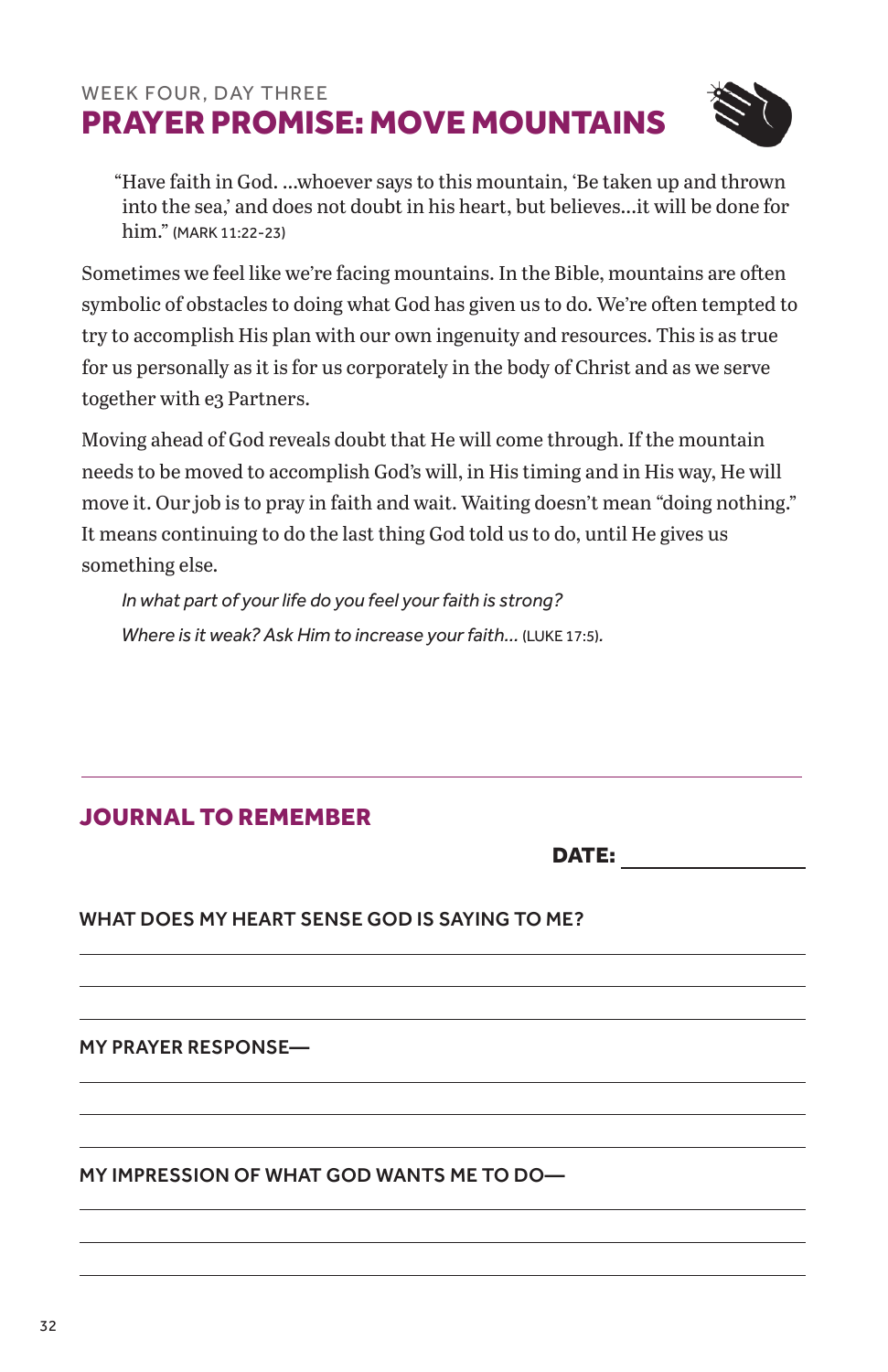WEEK FOUR, DAY THREE

# PRAYER PROMISE: MOVE MOUNTAINS

> "Have faith in God. ...whoever says to this mountain, 'Be taken up and thrown into the sea,' and does not doubt in his heart, but believes...it will be done for him." (MARK 11:22-23)

Sometimes we feel like we're facing mountains. In the Bible, mountains are often symbolic of obstacles to doing what God has given us to do. We're often tempted to try to accomplish His plan with our own ingenuity and resources. This is as true for us personally as it is for us corporately in the body of Christ and as we serve together with e3 Partners.

Moving ahead of God reveals doubt that He will come through. If the mountain needs to be moved to accomplish God's will, in His timing and in His way, He will move it. Our job is to pray in faith and wait. Waiting doesn't mean "doing nothing." It means continuing to do the last thing God told us to do, until He gives us something else.

*In what part of your life do you feel your faith is strong?*

*Where is it weak? Ask Him to increase your faith...* (LUKE 17:5).

---

## JOURNAL TO REMEMBER

**DATE:** ______________

**WHAT DOES MY HEART SENSE GOD IS SAYING TO ME?**

______________________________________________

______________________________________________

______________________________________________

**MY PRAYER RESPONSE—**

______________________________________________

______________________________________________

______________________________________________

**MY IMPRESSION OF WHAT GOD WANTS ME TO DO—**

______________________________________________

______________________________________________

______________________________________________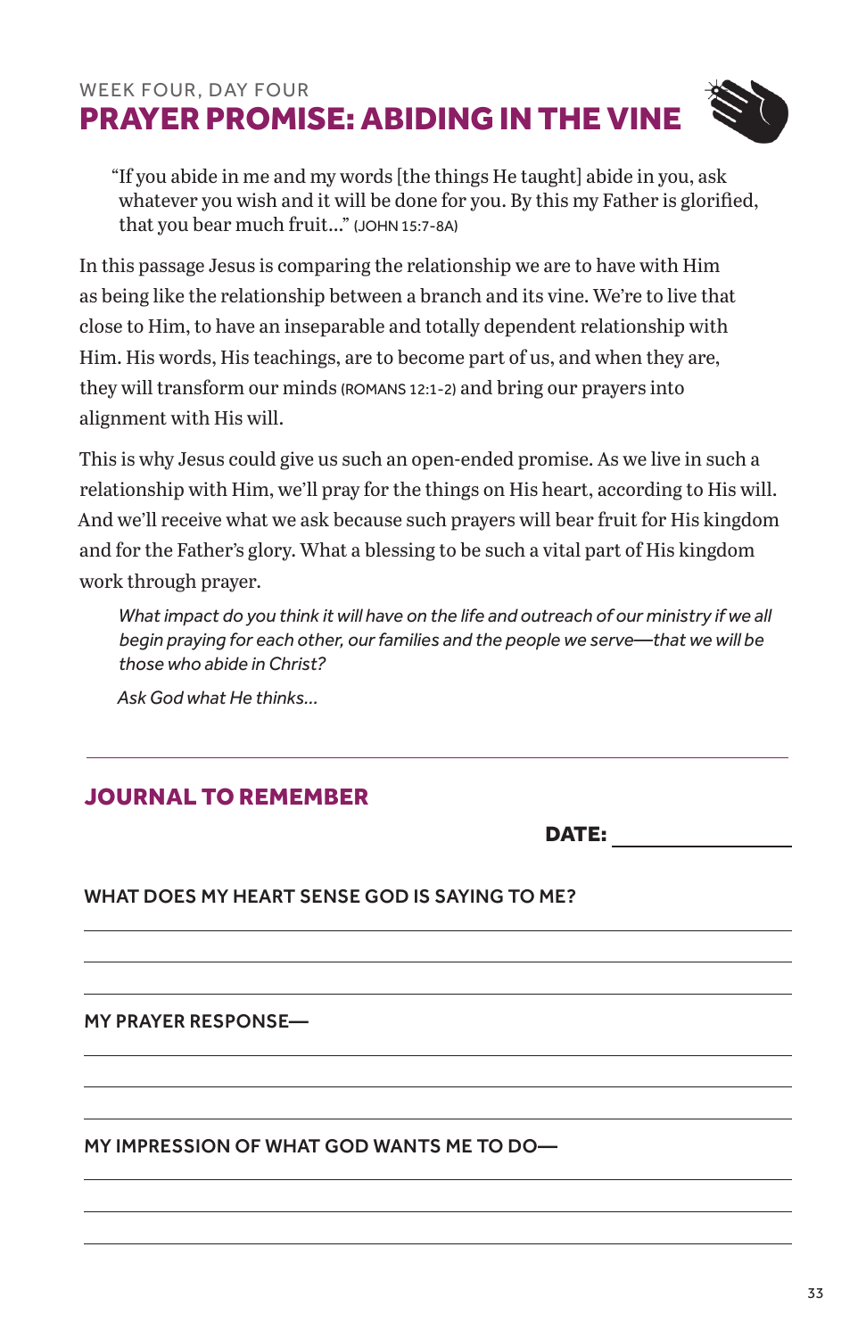WEEK FOUR, DAY FOUR

# PRAYER PROMISE: ABIDING IN THE VINE

> "If you abide in me and my words [the things He taught] abide in you, ask whatever you wish and it will be done for you. By this my Father is glorified, that you bear much fruit..." (JOHN 15:7-8A)

In this passage Jesus is comparing the relationship we are to have with Him as being like the relationship between a branch and its vine. We're to live that close to Him, to have an inseparable and totally dependent relationship with Him. His words, His teachings, are to become part of us, and when they are, they will transform our minds (ROMANS 12:1-2) and bring our prayers into alignment with His will.

This is why Jesus could give us such an open-ended promise. As we live in such a relationship with Him, we'll pray for the things on His heart, according to His will. And we'll receive what we ask because such prayers will bear fruit for His kingdom and for the Father's glory. What a blessing to be such a vital part of His kingdom work through prayer.

> *What impact do you think it will have on the life and outreach of our ministry if we all begin praying for each other, our families and the people we serve—that we will be those who abide in Christ?*
>
> *Ask God what He thinks...*

---

## JOURNAL TO REMEMBER

**DATE:** ________________

**WHAT DOES MY HEART SENSE GOD IS SAYING TO ME?**

______________________________

______________________________

______________________________

**MY PRAYER RESPONSE—**

______________________________

______________________________

______________________________

**MY IMPRESSION OF WHAT GOD WANTS ME TO DO—**

______________________________

______________________________

______________________________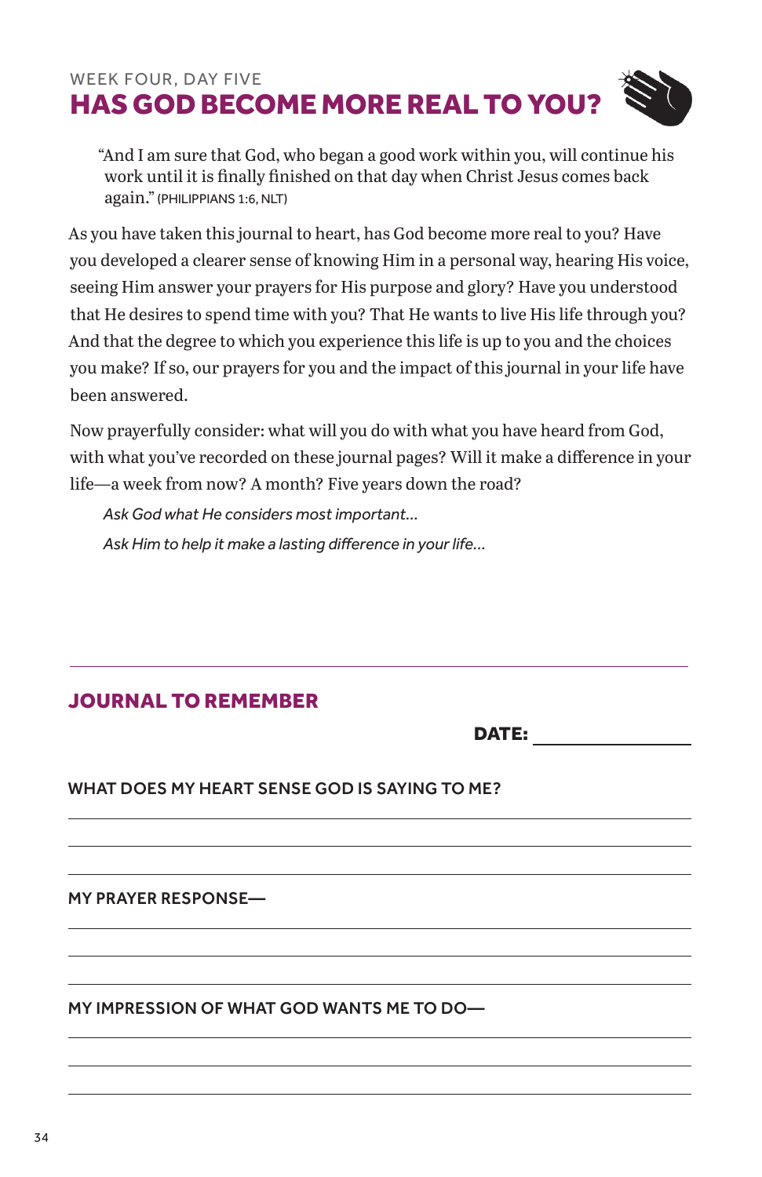WEEK FOUR, DAY FIVE

# HAS GOD BECOME MORE REAL TO YOU?

> "And I am sure that God, who began a good work within you, will continue his work until it is finally finished on that day when Christ Jesus comes back again." (PHILIPPIANS 1:6, NLT)

As you have taken this journal to heart, has God become more real to you? Have you developed a clearer sense of knowing Him in a personal way, hearing His voice, seeing Him answer your prayers for His purpose and glory? Have you understood that He desires to spend time with you? That He wants to live His life through you? And that the degree to which you experience this life is up to you and the choices you make? If so, our prayers for you and the impact of this journal in your life have been answered.

Now prayerfully consider: what will you do with what you have heard from God, with what you've recorded on these journal pages? Will it make a difference in your life—a week from now? A month? Five years down the road?

*Ask God what He considers most important...*

*Ask Him to help it make a lasting difference in your life...*

---

## JOURNAL TO REMEMBER

**DATE:** ______________

**WHAT DOES MY HEART SENSE GOD IS SAYING TO ME?**

______________________________________________

______________________________________________

______________________________________________

**MY PRAYER RESPONSE—**

______________________________________________

______________________________________________

______________________________________________

**MY IMPRESSION OF WHAT GOD WANTS ME TO DO—**

______________________________________________

______________________________________________

______________________________________________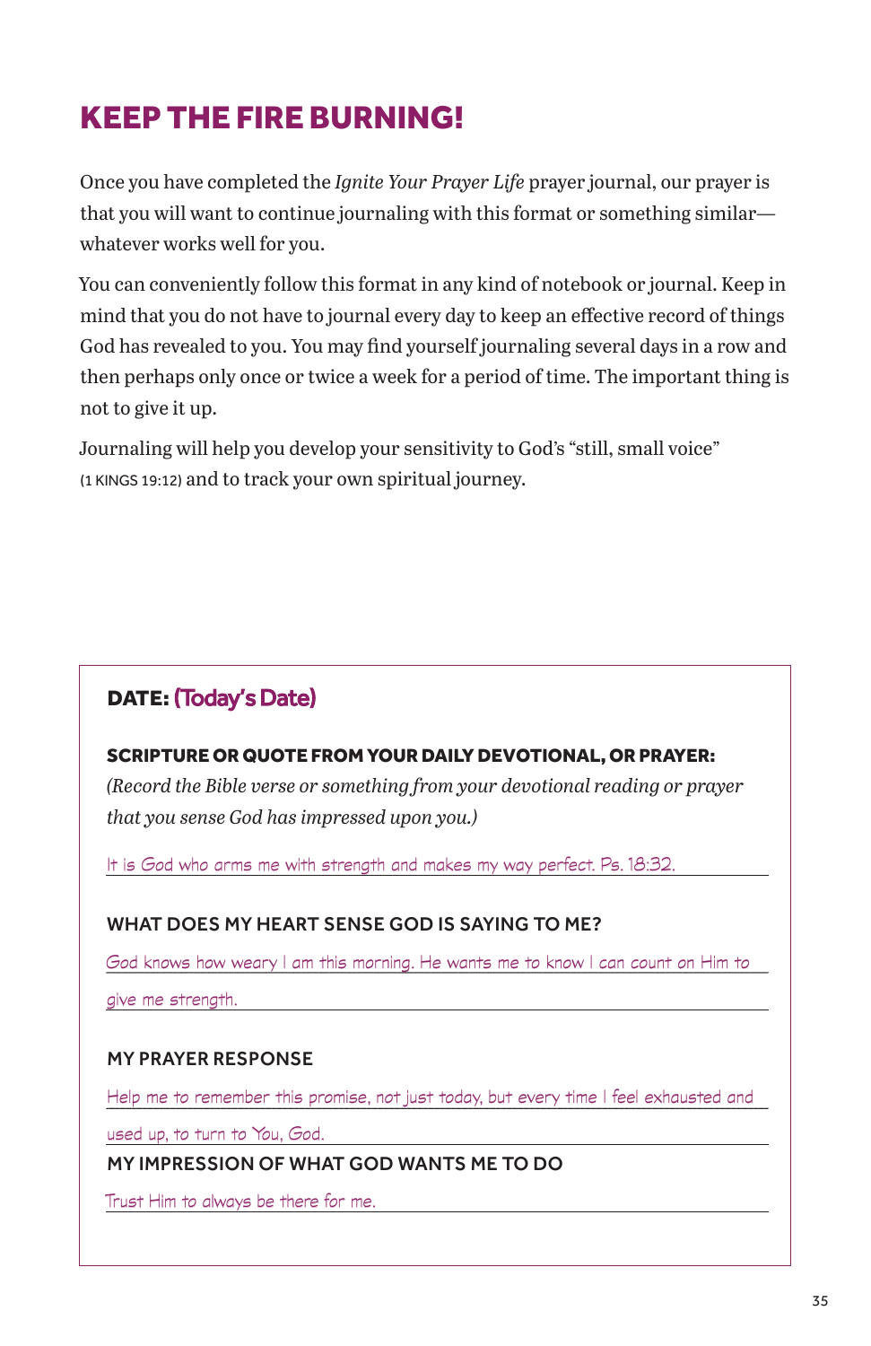# KEEP THE FIRE BURNING!

Once you have completed the *Ignite Your Prayer Life* prayer journal, our prayer is that you will want to continue journaling with this format or something similar—whatever works well for you.

You can conveniently follow this format in any kind of notebook or journal. Keep in mind that you do not have to journal every day to keep an effective record of things God has revealed to you. You may find yourself journaling several days in a row and then perhaps only once or twice a week for a period of time. The important thing is not to give it up.

Journaling will help you develop your sensitivity to God's "still, small voice" (1 KINGS 19:12) and to track your own spiritual journey.

**DATE:** (Today's Date)

**SCRIPTURE OR QUOTE FROM YOUR DAILY DEVOTIONAL, OR PRAYER:**
*(Record the Bible verse or something from your devotional reading or prayer that you sense God has impressed upon you.)*

It is God who arms me with strength and makes my way perfect. Ps. 18:32.

**WHAT DOES MY HEART SENSE GOD IS SAYING TO ME?**

God knows how weary I am this morning. He wants me to know I can count on Him to give me strength.

**MY PRAYER RESPONSE**

Help me to remember this promise, not just today, but every time I feel exhausted and used up, to turn to You, God.

**MY IMPRESSION OF WHAT GOD WANTS ME TO DO**

Trust Him to always be there for me.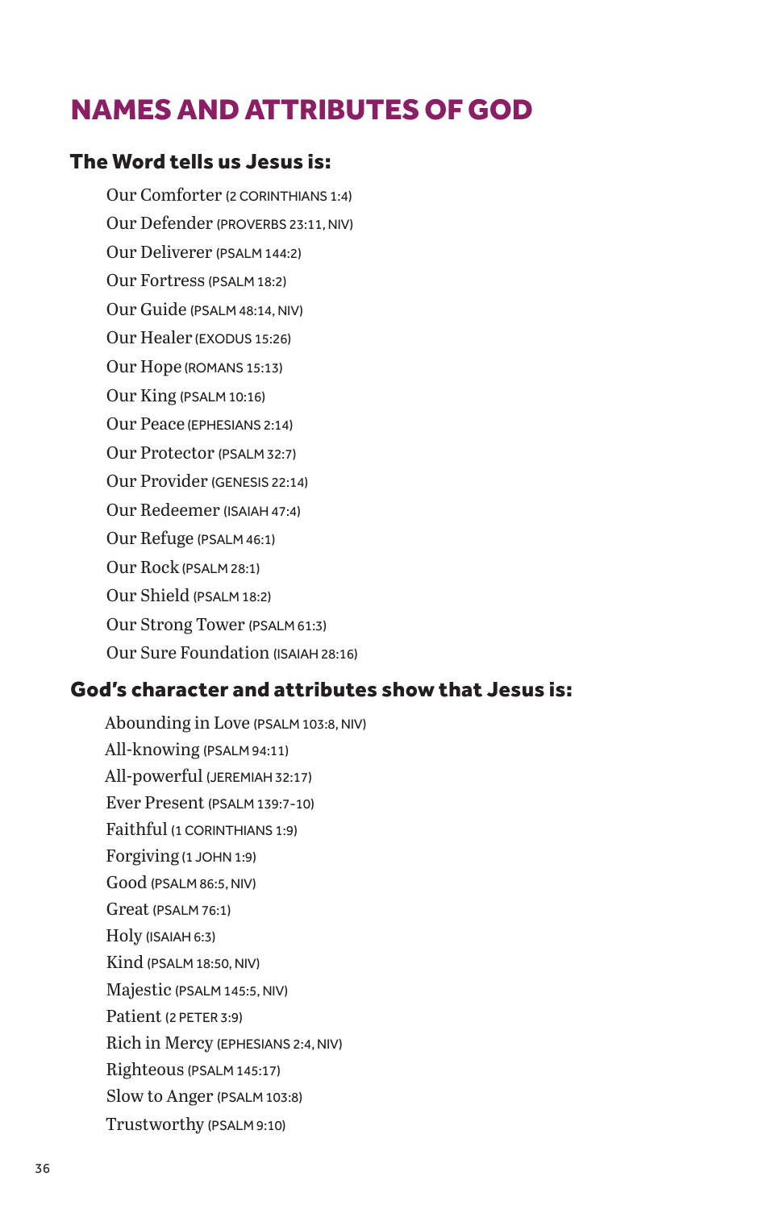# NAMES AND ATTRIBUTES OF GOD

## The Word tells us Jesus is:

Our Comforter (2 CORINTHIANS 1:4)
Our Defender (PROVERBS 23:11, NIV)
Our Deliverer (PSALM 144:2)
Our Fortress (PSALM 18:2)
Our Guide (PSALM 48:14, NIV)
Our Healer (EXODUS 15:26)
Our Hope (ROMANS 15:13)
Our King (PSALM 10:16)
Our Peace (EPHESIANS 2:14)
Our Protector (PSALM 32:7)
Our Provider (GENESIS 22:14)
Our Redeemer (ISAIAH 47:4)
Our Refuge (PSALM 46:1)
Our Rock (PSALM 28:1)
Our Shield (PSALM 18:2)
Our Strong Tower (PSALM 61:3)
Our Sure Foundation (ISAIAH 28:16)

## God's character and attributes show that Jesus is:

Abounding in Love (PSALM 103:8, NIV)
All-knowing (PSALM 94:11)
All-powerful (JEREMIAH 32:17)
Ever Present (PSALM 139:7-10)
Faithful (1 CORINTHIANS 1:9)
Forgiving (1 JOHN 1:9)
Good (PSALM 86:5, NIV)
Great (PSALM 76:1)
Holy (ISAIAH 6:3)
Kind (PSALM 18:50, NIV)
Majestic (PSALM 145:5, NIV)
Patient (2 PETER 3:9)
Rich in Mercy (EPHESIANS 2:4, NIV)
Righteous (PSALM 145:17)
Slow to Anger (PSALM 103:8)
Trustworthy (PSALM 9:10)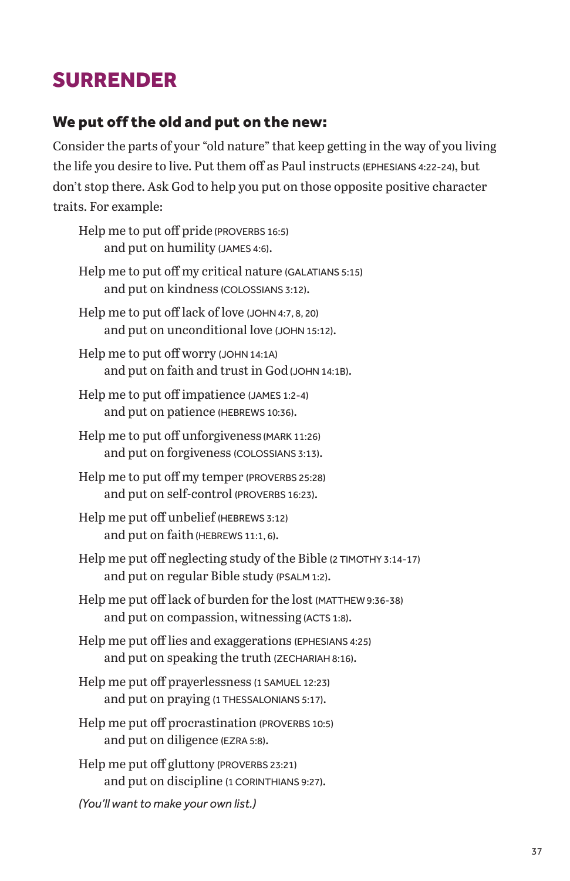# SURRENDER

## We put off the old and put on the new:

Consider the parts of your "old nature" that keep getting in the way of you living the life you desire to live. Put them off as Paul instructs (EPHESIANS 4:22-24), but don't stop there. Ask God to help you put on those opposite positive character traits. For example:

Help me to put off pride (PROVERBS 16:5)
and put on humility (JAMES 4:6).

Help me to put off my critical nature (GALATIANS 5:15)
and put on kindness (COLOSSIANS 3:12).

Help me to put off lack of love (JOHN 4:7, 8, 20)
and put on unconditional love (JOHN 15:12).

Help me to put off worry (JOHN 14:1A)
and put on faith and trust in God (JOHN 14:1B).

Help me to put off impatience (JAMES 1:2-4)
and put on patience (HEBREWS 10:36).

Help me to put off unforgiveness (MARK 11:26)
and put on forgiveness (COLOSSIANS 3:13).

Help me to put off my temper (PROVERBS 25:28)
and put on self-control (PROVERBS 16:23).

Help me put off unbelief (HEBREWS 3:12)
and put on faith (HEBREWS 11:1, 6).

Help me put off neglecting study of the Bible (2 TIMOTHY 3:14-17)
and put on regular Bible study (PSALM 1:2).

Help me put off lack of burden for the lost (MATTHEW 9:36-38)
and put on compassion, witnessing (ACTS 1:8).

Help me put off lies and exaggerations (EPHESIANS 4:25)
and put on speaking the truth (ZECHARIAH 8:16).

Help me put off prayerlessness (1 SAMUEL 12:23)
and put on praying (1 THESSALONIANS 5:17).

Help me put off procrastination (PROVERBS 10:5)
and put on diligence (EZRA 5:8).

Help me put off gluttony (PROVERBS 23:21)
and put on discipline (1 CORINTHIANS 9:27).

*(You'll want to make your own list.)*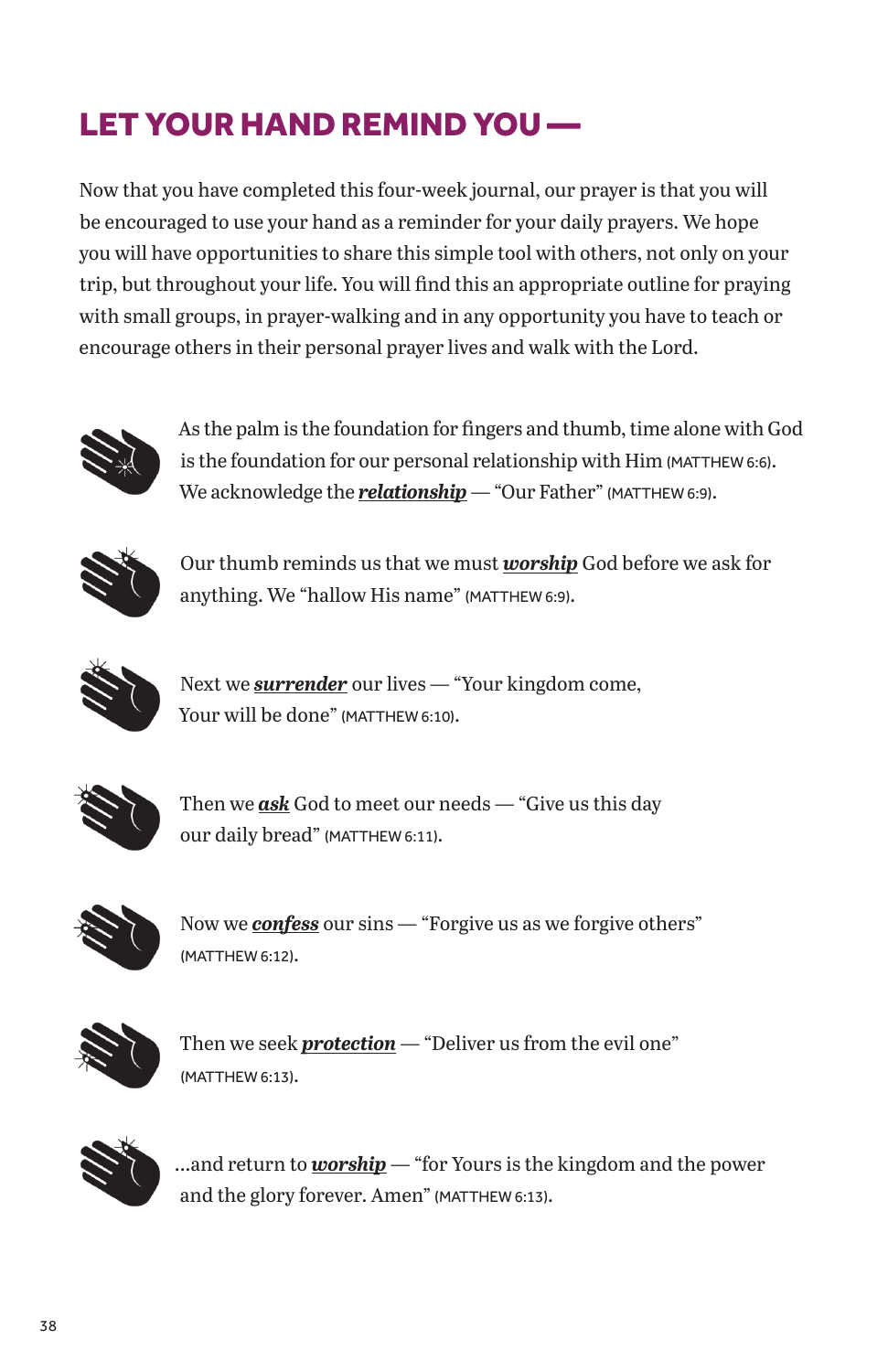# LET YOUR HAND REMIND YOU —

Now that you have completed this four-week journal, our prayer is that you will be encouraged to use your hand as a reminder for your daily prayers. We hope you will have opportunities to share this simple tool with others, not only on your trip, but throughout your life. You will find this an appropriate outline for praying with small groups, in prayer-walking and in any opportunity you have to teach or encourage others in their personal prayer lives and walk with the Lord.

As the palm is the foundation for fingers and thumb, time alone with God is the foundation for our personal relationship with Him (MATTHEW 6:6). We acknowledge the ***relationship*** — "Our Father" (MATTHEW 6:9).

Our thumb reminds us that we must ***worship*** God before we ask for anything. We "hallow His name" (MATTHEW 6:9).

Next we ***surrender*** our lives — "Your kingdom come, Your will be done" (MATTHEW 6:10).

Then we ***ask*** God to meet our needs — "Give us this day our daily bread" (MATTHEW 6:11).

Now we ***confess*** our sins — "Forgive us as we forgive others" (MATTHEW 6:12).

Then we seek ***protection*** — "Deliver us from the evil one" (MATTHEW 6:13).

...and return to ***worship*** — "for Yours is the kingdom and the power and the glory forever. Amen" (MATTHEW 6:13).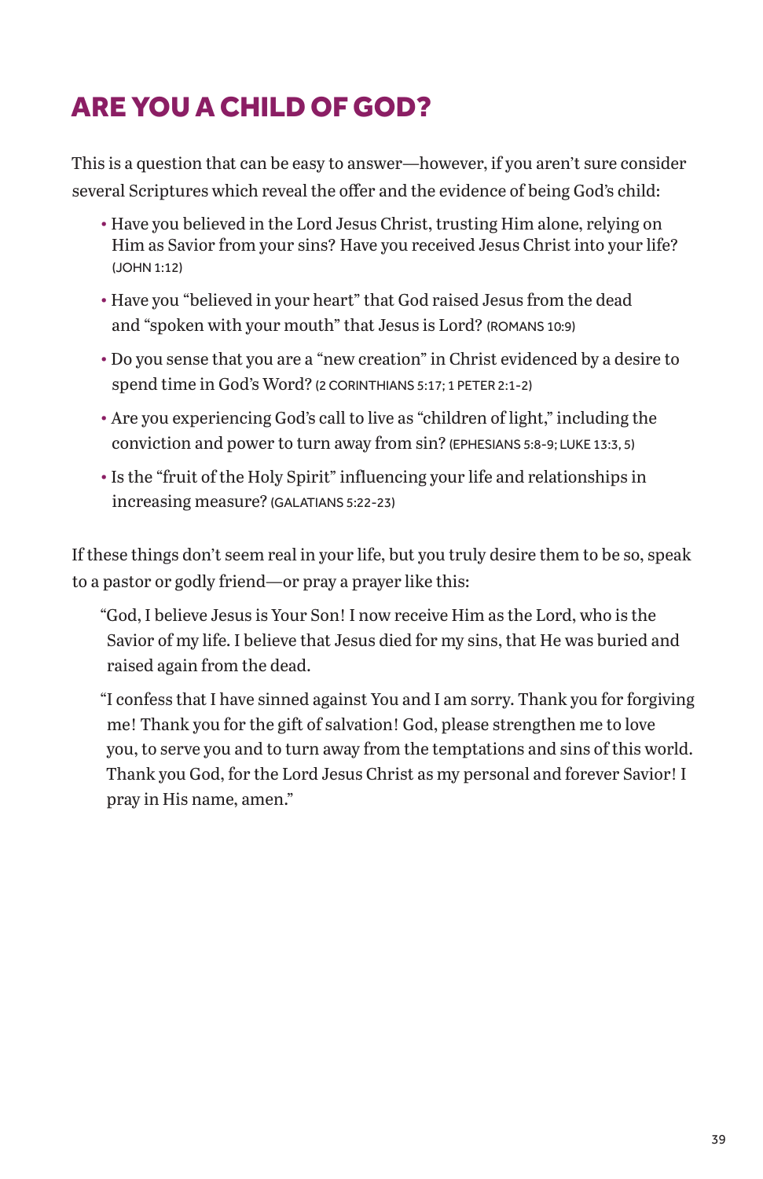# ARE YOU A CHILD OF GOD?

This is a question that can be easy to answer—however, if you aren't sure consider several Scriptures which reveal the offer and the evidence of being God's child:

- Have you believed in the Lord Jesus Christ, trusting Him alone, relying on Him as Savior from your sins? Have you received Jesus Christ into your life? (JOHN 1:12)
- Have you "believed in your heart" that God raised Jesus from the dead and "spoken with your mouth" that Jesus is Lord? (ROMANS 10:9)
- Do you sense that you are a "new creation" in Christ evidenced by a desire to spend time in God's Word? (2 CORINTHIANS 5:17; 1 PETER 2:1-2)
- Are you experiencing God's call to live as "children of light," including the conviction and power to turn away from sin? (EPHESIANS 5:8-9; LUKE 13:3, 5)
- Is the "fruit of the Holy Spirit" influencing your life and relationships in increasing measure? (GALATIANS 5:22-23)

If these things don't seem real in your life, but you truly desire them to be so, speak to a pastor or godly friend—or pray a prayer like this:

"God, I believe Jesus is Your Son! I now receive Him as the Lord, who is the Savior of my life. I believe that Jesus died for my sins, that He was buried and raised again from the dead.

"I confess that I have sinned against You and I am sorry. Thank you for forgiving me! Thank you for the gift of salvation! God, please strengthen me to love you, to serve you and to turn away from the temptations and sins of this world. Thank you God, for the Lord Jesus Christ as my personal and forever Savior! I pray in His name, amen."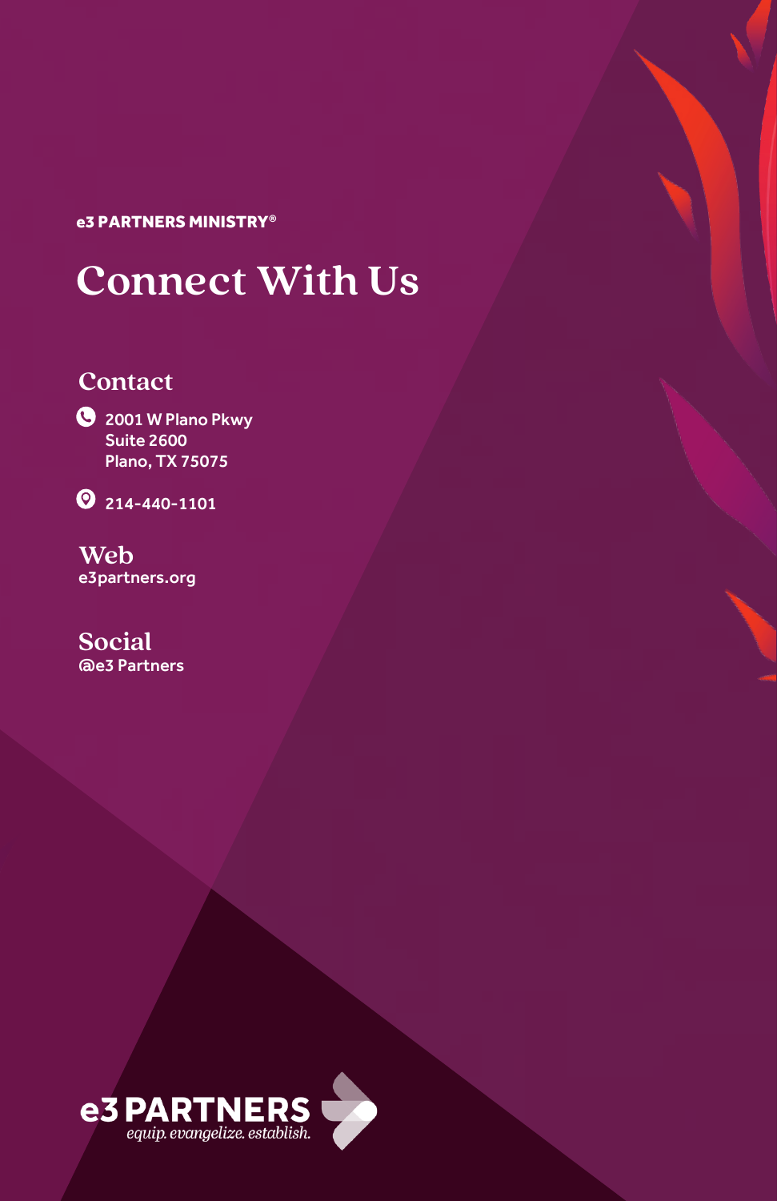e3 PARTNERS MINISTRY®

# Connect With Us

## Contact

2001 W Plano Pkwy
Suite 2600
Plano, TX 75075

214-440-1101

## Web

e3partners.org

## Social

@e3 Partners

e3 PARTNERS
*equip. evangelize. establish.*